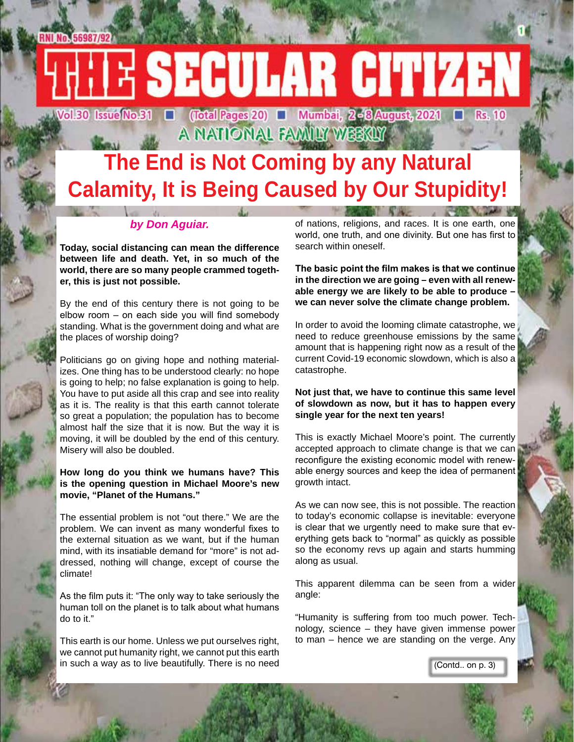RNI No. 56987/92

# THE SECULAR CITIZEN

Vol.30 Issue No.31 ■ (Total Pages 20) ■ Mumbai, 2-8 August, 2021 ■ Rs. 10

A NATIONAL FAMILY WEEKLY

## The End is Not Coming by any Natural Calamity, It is Being Caused by Our Stupidity!

***by Don Aguiar.***

**Today, social distancing can mean the difference between life and death. Yet, in so much of the world, there are so many people crammed together, this is just not possible.**

By the end of this century there is not going to be elbow room – on each side you will find somebody standing. What is the government doing and what are the places of worship doing?

Politicians go on giving hope and nothing materializes. One thing has to be understood clearly: no hope is going to help; no false explanation is going to help. You have to put aside all this crap and see into reality as it is. The reality is that this earth cannot tolerate so great a population; the population has to become almost half the size that it is now. But the way it is moving, it will be doubled by the end of this century. Misery will also be doubled.

**How long do you think we humans have? This is the opening question in Michael Moore's new movie, "Planet of the Humans."**

The essential problem is not "out there." We are the problem. We can invent as many wonderful fixes to the external situation as we want, but if the human mind, with its insatiable demand for "more" is not addressed, nothing will change, except of course the climate!

As the film puts it: "The only way to take seriously the human toll on the planet is to talk about what humans do to it."

This earth is our home. Unless we put ourselves right, we cannot put humanity right, we cannot put this earth in such a way as to live beautifully. There is no need of nations, religions, and races. It is one earth, one world, one truth, and one divinity. But one has first to search within oneself.

**The basic point the film makes is that we continue in the direction we are going – even with all renewable energy we are likely to be able to produce – we can never solve the climate change problem.**

In order to avoid the looming climate catastrophe, we need to reduce greenhouse emissions by the same amount that is happening right now as a result of the current Covid-19 economic slowdown, which is also a catastrophe.

**Not just that, we have to continue this same level of slowdown as now, but it has to happen every single year for the next ten years!**

This is exactly Michael Moore's point. The currently accepted approach to climate change is that we can reconfigure the existing economic model with renewable energy sources and keep the idea of permanent growth intact.

As we can now see, this is not possible. The reaction to today's economic collapse is inevitable: everyone is clear that we urgently need to make sure that everything gets back to "normal" as quickly as possible so the economy revs up again and starts humming along as usual.

This apparent dilemma can be seen from a wider angle:

"Humanity is suffering from too much power. Technology, science – they have given immense power to man – hence we are standing on the verge. Any

(Contd.. on p. 3)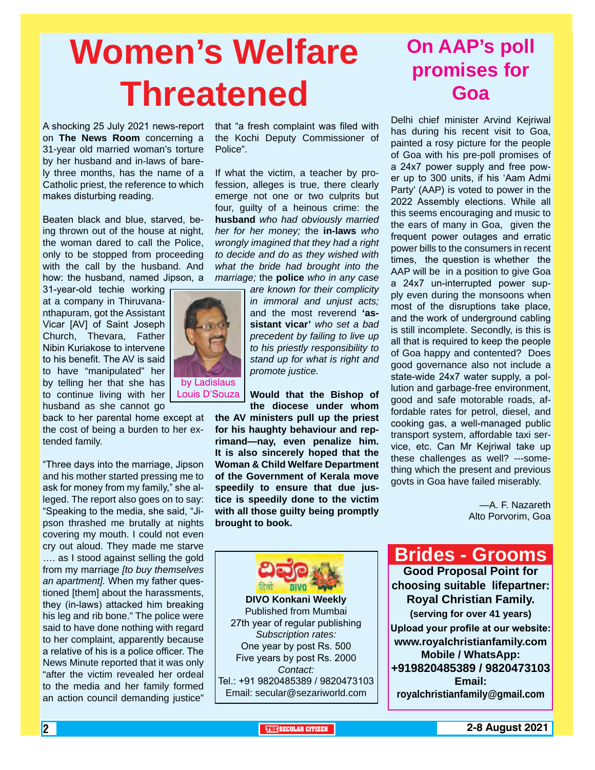# Women's Welfare Threatened

A shocking 25 July 2021 news-report on **The News Room** concerning a 31-year old married woman's torture by her husband and in-laws of barely three months, has the name of a Catholic priest, the reference to which makes disturbing reading.

Beaten black and blue, starved, being thrown out of the house at night, the woman dared to call the Police, only to be stopped from proceeding with the call by the husband. And how: the husband, named Jipson, a 31-year-old techie working at a company in Thiruvananthapuram, got the Assistant Vicar [AV] of Saint Joseph Church, Thevara, Father Nibin Kuriakose to intervene to his benefit. The AV is said to have "manipulated" her by telling her that she has to continue living with her husband as she cannot go back to her parental home except at the cost of being a burden to her extended family.

by Ladislaus Louis D'Souza

"Three days into the marriage, Jipson and his mother started pressing me to ask for money from my family," she alleged. The report also goes on to say: "Speaking to the media, she said, "Jipson thrashed me brutally at nights covering my mouth. I could not even cry out aloud. They made me starve …. as I stood against selling the gold from my marriage *[to buy themselves an apartment].* When my father questioned [them] about the harassments, they (in-laws) attacked him breaking his leg and rib bone." The police were said to have done nothing with regard to her complaint, apparently because a relative of his is a police officer. The News Minute reported that it was only "after the victim revealed her ordeal to the media and her family formed an action council demanding justice" that "a fresh complaint was filed with the Kochi Deputy Commissioner of Police".

If what the victim, a teacher by profession, alleges is true, there clearly emerge not one or two culprits but four, guilty of a heinous crime: the **husband** *who had obviously married her for her money;* the **in-laws** *who wrongly imagined that they had a right to decide and do as they wished with what the bride had brought into the marriage;* the **police** *who in any case are known for their complicity in immoral and unjust acts;* and the most reverend **'assistant vicar'** *who set a bad precedent by failing to live up to his priestly responsibility to stand up for what is right and promote justice.*

**Would that the Bishop of the diocese under whom the AV ministers pull up the priest for his haughty behaviour and reprimand—nay, even penalize him. It is also sincerely hoped that the Woman & Child Welfare Department of the Government of Kerala move speedily to ensure that due justice is speedily done to the victim with all those guilty being promptly brought to book.**

**DIVO Konkani Weekly**
Published from Mumbai
27th year of regular publishing
*Subscription rates:*
One year by post Rs. 500
Five years by post Rs. 2000
*Contact:*
Tel.: +91 9820485389 / 9820473103
Email: secular@sezariworld.com

## On AAP's poll promises for Goa

Delhi chief minister Arvind Kejriwal has during his recent visit to Goa, painted a rosy picture for the people of Goa with his pre-poll promises of a 24x7 power supply and free power up to 300 units, if his 'Aam Admi Party' (AAP) is voted to power in the 2022 Assembly elections. While all this seems encouraging and music to the ears of many in Goa, given the frequent power outages and erratic power bills to the consumers in recent times, the question is whether the AAP will be in a position to give Goa a 24x7 un-interrupted power supply even during the monsoons when most of the disruptions take place, and the work of underground cabling is still incomplete. Secondly, is this is all that is required to keep the people of Goa happy and contented? Does good governance also not include a state-wide 24x7 water supply, a pollution and garbage-free environment, good and safe motorable roads, affordable rates for petrol, diesel, and cooking gas, a well-managed public transport system, affordable taxi service, etc. Can Mr Kejriwal take up these challenges as well? ---something which the present and previous govts in Goa have failed miserably.

—A. F. Nazareth
Alto Porvorim, Goa

## Brides - Grooms

**Good Proposal Point for choosing suitable lifepartner: Royal Christian Family.**
**(serving for over 41 years)**
**Upload your profile at our website: www.royalchristianfamily.com**
**Mobile / WhatsApp: +919820485389 / 9820473103**
**Email: royalchristianfamily@gmail.com**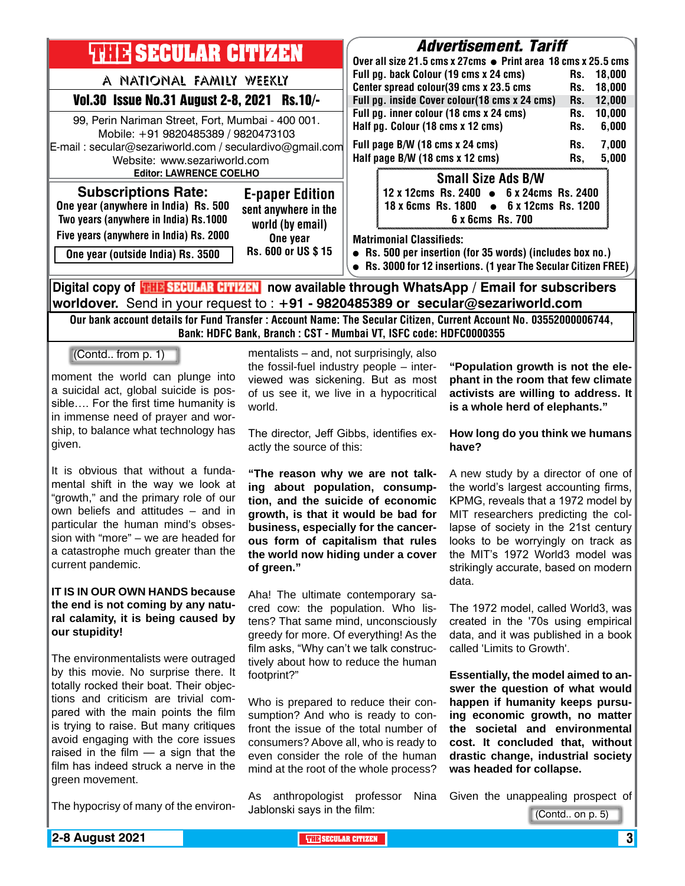# THE SECULAR CITIZEN

A NATIONAL FAMILY WEEKLY

**Vol.30 Issue No.31 August 2-8, 2021 Rs.10/-**

99, Perin Nariman Street, Fort, Mumbai - 400 001.
Mobile: +91 9820485389 / 9820473103
E-mail : secular@sezariworld.com / seculardivo@gmail.com
Website: www.sezariworld.com
**Editor: LAWRENCE COELHO**

## Subscriptions Rate:

One year (anywhere in India) Rs. 500
Two years (anywhere in India) Rs.1000
Five years (anywhere in India) Rs. 2000
One year (outside India) Rs. 3500

## E-paper Edition

sent anywhere in the world (by email)
One year
Rs. 600 or US $ 15

## Advertisement. Tariff

Over all size 21.5 cms x 27cms • Print area 18 cms x 25.5 cms

| | |
|---|---|
| Full pg. back Colour (19 cms x 24 cms) | Rs. 18,000 |
| Center spread colour(39 cms x 23.5 cms | Rs. 18,000 |
| Full pg. inside Cover colour(18 cms x 24 cms) | Rs. 12,000 |
| Full pg. inner colour (18 cms x 24 cms) | Rs. 10,000 |
| Half pg. Colour (18 cms x 12 cms) | Rs. 6,000 |
| Full page B/W (18 cms x 24 cms) | Rs. 7,000 |
| Half page B/W (18 cms x 12 cms) | Rs, 5,000 |

### Small Size Ads B/W

12 x 12cms Rs. 2400 • 6 x 24cms Rs. 2400
18 x 6cms Rs. 1800 • 6 x 12cms Rs. 1200
6 x 6cms Rs. 700

**Matrimonial Classifieds:**

- Rs. 500 per insertion (for 35 words) (includes box no.)
- Rs. 3000 for 12 insertions. (1 year The Secular Citizen FREE)

**Digital copy of THE SECULAR CITIZEN now available through WhatsApp / Email for subscribers worldover.** Send in your request to : **+91 - 9820485389 or secular@sezariworld.com**

**Our bank account details for Fund Transfer : Account Name: The Secular Citizen, Current Account No. 03552000006744, Bank: HDFC Bank, Branch : CST - Mumbai VT, ISFC code: HDFC0000355**

(Contd.. from p. 1)

moment the world can plunge into a suicidal act, global suicide is possible…. For the first time humanity is in immense need of prayer and worship, to balance what technology has given.

It is obvious that without a fundamental shift in the way we look at "growth," and the primary role of our own beliefs and attitudes – and in particular the human mind's obsession with "more" – we are headed for a catastrophe much greater than the current pandemic.

**IT IS IN OUR OWN HANDS because the end is not coming by any natural calamity, it is being caused by our stupidity!**

The environmentalists were outraged by this movie. No surprise there. It totally rocked their boat. Their objections and criticism are trivial compared with the main points the film is trying to raise. But many critiques avoid engaging with the core issues raised in the film — a sign that the film has indeed struck a nerve in the green movement.

The hypocrisy of many of the environmentalists – and, not surprisingly, also the fossil-fuel industry people – interviewed was sickening. But as most of us see it, we live in a hypocritical world.

The director, Jeff Gibbs, identifies exactly the source of this:

**"The reason why we are not talking about population, consumption, and the suicide of economic growth, is that it would be bad for business, especially for the cancerous form of capitalism that rules the world now hiding under a cover of green."**

Aha! The ultimate contemporary sacred cow: the population. Who listens? That same mind, unconsciously greedy for more. Of everything! As the film asks, "Why can't we talk constructively about how to reduce the human footprint?"

Who is prepared to reduce their consumption? And who is ready to confront the issue of the total number of consumers? Above all, who is ready to even consider the role of the human mind at the root of the whole process?

As anthropologist professor Nina Jablonski says in the film:

**"Population growth is not the elephant in the room that few climate activists are willing to address. It is a whole herd of elephants."**

**How long do you think we humans have?**

A new study by a director of one of the world's largest accounting firms, KPMG, reveals that a 1972 model by MIT researchers predicting the collapse of society in the 21st century looks to be worryingly on track as the MIT's 1972 World3 model was strikingly accurate, based on modern data.

The 1972 model, called World3, was created in the '70s using empirical data, and it was published in a book called 'Limits to Growth'.

**Essentially, the model aimed to answer the question of what would happen if humanity keeps pursuing economic growth, no matter the societal and environmental cost. It concluded that, without drastic change, industrial society was headed for collapse.**

Given the unappealing prospect of

(Contd.. on p. 5)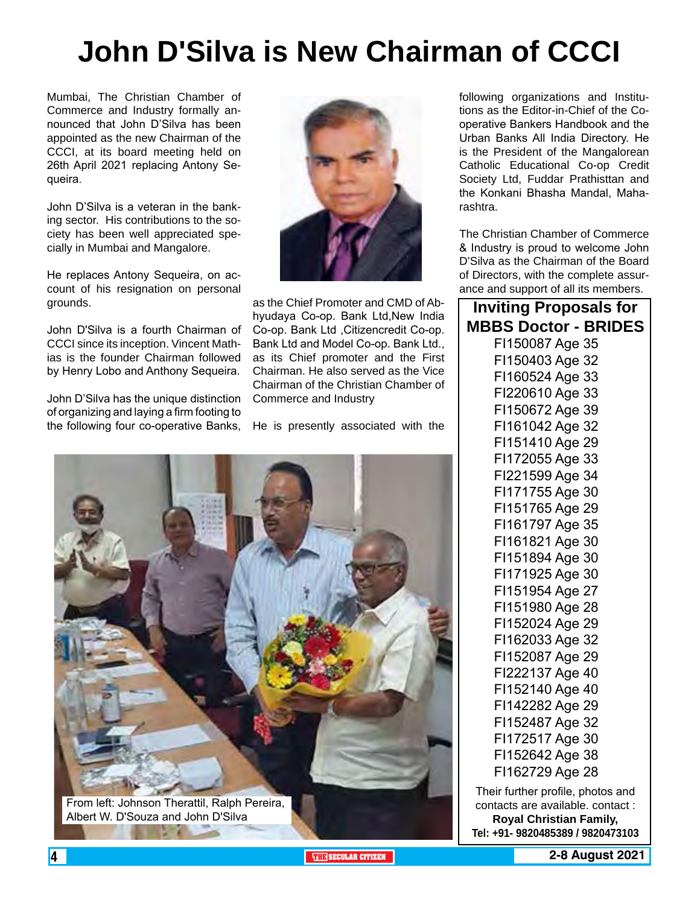# John D'Silva is New Chairman of CCCI

Mumbai, The Christian Chamber of Commerce and Industry formally announced that John D'Silva has been appointed as the new Chairman of the CCCI, at its board meeting held on 26th April 2021 replacing Antony Sequeira.

John D'Silva is a veteran in the banking sector. His contributions to the society has been well appreciated specially in Mumbai and Mangalore.

He replaces Antony Sequeira, on account of his resignation on personal grounds.

John D'Silva is a fourth Chairman of CCCI since its inception. Vincent Mathias is the founder Chairman followed by Henry Lobo and Anthony Sequeira.

John D'Silva has the unique distinction of organizing and laying a firm footing to the following four co-operative Banks, as the Chief Promoter and CMD of Abhyudaya Co-op. Bank Ltd,New India Co-op. Bank Ltd ,Citizencredit Co-op. Bank Ltd and Model Co-op. Bank Ltd., as its Chief promoter and the First Chairman. He also served as the Vice Chairman of the Christian Chamber of Commerce and Industry

He is presently associated with the following organizations and Institutions as the Editor-in-Chief of the Co-operative Bankers Handbook and the Urban Banks All India Directory. He is the President of the Mangalorean Catholic Educational Co-op Credit Society Ltd, Fuddar Prathisttan and the Konkani Bhasha Mandal, Maharashtra.

The Christian Chamber of Commerce & Industry is proud to welcome John D'Silva as the Chairman of the Board of Directors, with the complete assurance and support of all its members.

From left: Johnson Therattil, Ralph Pereira, Albert W. D'Souza and John D'Silva

## Inviting Proposals for MBBS Doctor - BRIDES

FI150087 Age 35
FI150403 Age 32
FI160524 Age 33
FI220610 Age 33
FI150672 Age 39
FI161042 Age 32
FI151410 Age 29
FI172055 Age 33
FI221599 Age 34
FI171755 Age 30
FI151765 Age 29
FI161797 Age 35
FI161821 Age 30
FI151894 Age 30
FI171925 Age 30
FI151954 Age 27
FI151980 Age 28
FI152024 Age 29
FI162033 Age 32
FI152087 Age 29
FI222137 Age 40
FI152140 Age 40
FI142282 Age 29
FI152487 Age 32
FI172517 Age 30
FI152642 Age 38
FI162729 Age 28

Their further profile, photos and contacts are available. contact :
**Royal Christian Family,**
**Tel: +91- 9820485389 / 9820473103**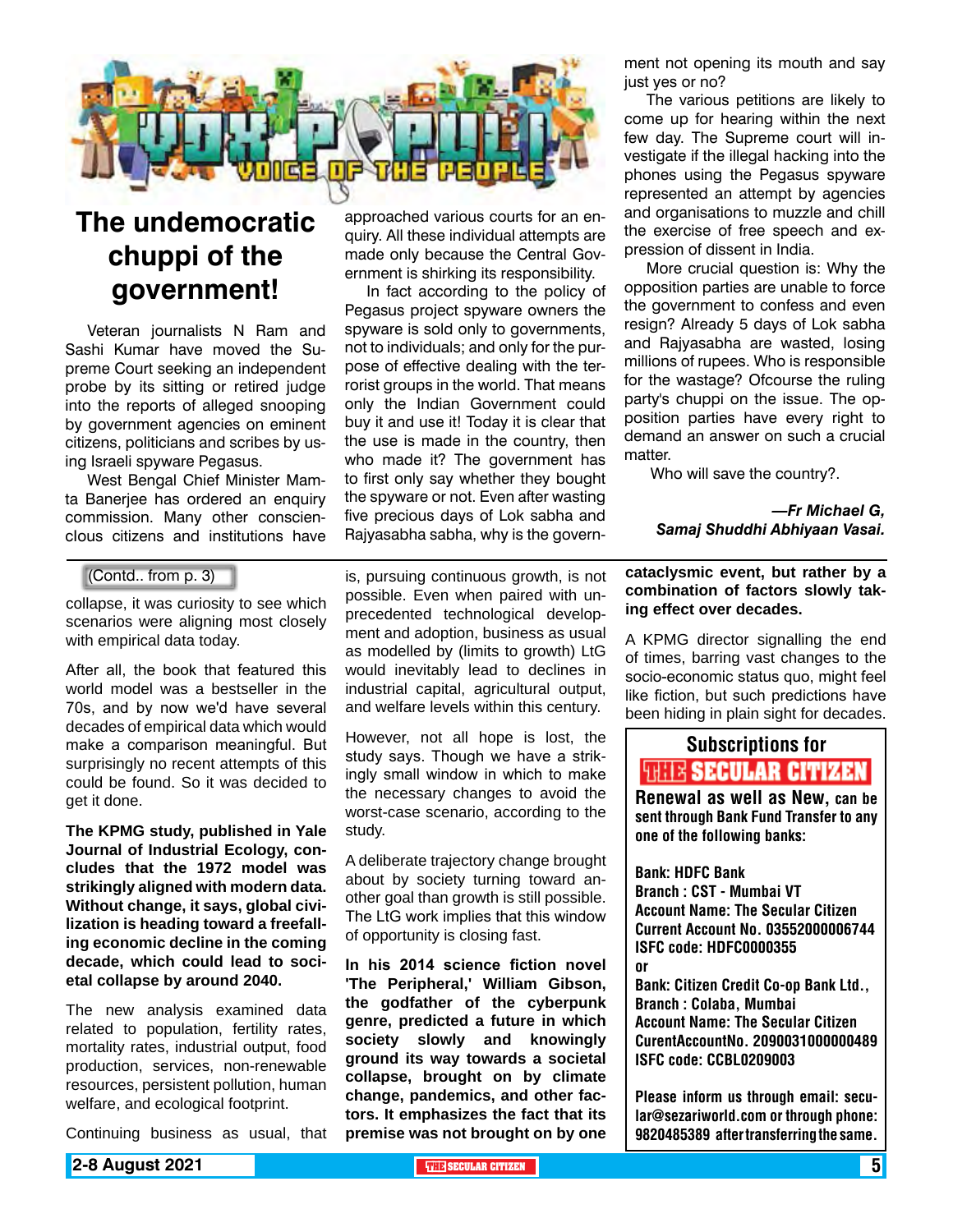VOX POPULI

VOICE OF THE PEOPLE

# The undemocratic chuppi of the government!

Veteran journalists N Ram and Sashi Kumar have moved the Supreme Court seeking an independent probe by its sitting or retired judge into the reports of alleged snooping by government agencies on eminent citizens, politicians and scribes by using Israeli spyware Pegasus.

West Bengal Chief Minister Mamta Banerjee has ordered an enquiry commission. Many other consciencious citizens and institutions have approached various courts for an enquiry. All these individual attempts are made only because the Central Government is shirking its responsibility.

In fact according to the policy of Pegasus project spyware owners the spyware is sold only to governments, not to individuals; and only for the purpose of effective dealing with the terrorist groups in the world. That means only the Indian Government could buy it and use it! Today it is clear that the use is made in the country, then who made it? The government has to first only say whether they bought the spyware or not. Even after wasting five precious days of Lok sabha and Rajyasabha sabha, why is the government not opening its mouth and say just yes or no?

The various petitions are likely to come up for hearing within the next few day. The Supreme court will investigate if the illegal hacking into the phones using the Pegasus spyware represented an attempt by agencies and organisations to muzzle and chill the exercise of free speech and expression of dissent in India.

More crucial question is: Why the opposition parties are unable to force the government to confess and even resign? Already 5 days of Lok sabha and Rajyasabha are wasted, losing millions of rupees. Who is responsible for the wastage? Ofcourse the ruling party's chuppi on the issue. The opposition parties have every right to demand an answer on such a crucial matter.

Who will save the country?.

***—Fr Michael G, Samaj Shuddhi Abhiyaan Vasai.***

---

(Contd.. from p. 3)

collapse, it was curiosity to see which scenarios were aligning most closely with empirical data today.

After all, the book that featured this world model was a bestseller in the 70s, and by now we'd have several decades of empirical data which would make a comparison meaningful. But surprisingly no recent attempts of this could be found. So it was decided to get it done.

**The KPMG study, published in Yale Journal of Industrial Ecology, concludes that the 1972 model was strikingly aligned with modern data. Without change, it says, global civilization is heading toward a freefalling economic decline in the coming decade, which could lead to societal collapse by around 2040.**

The new analysis examined data related to population, fertility rates, mortality rates, industrial output, food production, services, non-renewable resources, persistent pollution, human welfare, and ecological footprint.

Continuing business as usual, that is, pursuing continuous growth, is not possible. Even when paired with unprecedented technological development and adoption, business as usual as modelled by (limits to growth) LtG would inevitably lead to declines in industrial capital, agricultural output, and welfare levels within this century.

However, not all hope is lost, the study says. Though we have a strikingly small window in which to make the necessary changes to avoid the worst-case scenario, according to the study.

A deliberate trajectory change brought about by society turning toward another goal than growth is still possible. The LtG work implies that this window of opportunity is closing fast.

**In his 2014 science fiction novel 'The Peripheral,' William Gibson, the godfather of the cyberpunk genre, predicted a future in which society slowly and knowingly ground its way towards a societal collapse, brought on by climate change, pandemics, and other factors. It emphasizes the fact that its premise was not brought on by one cataclysmic event, but rather by a combination of factors slowly taking effect over decades.**

A KPMG director signalling the end of times, barring vast changes to the socio-economic status quo, might feel like fiction, but such predictions have been hiding in plain sight for decades.

---

**Subscriptions for THE SECULAR CITIZEN**

**Renewal as well as New, can be sent through Bank Fund Transfer to any one of the following banks:**

**Bank: HDFC Bank**
**Branch : CST - Mumbai VT**
**Account Name: The Secular Citizen**
**Current Account No. 03552000006744**
**ISFC code: HDFC0000355**

**or**

**Bank: Citizen Credit Co-op Bank Ltd.,**
**Branch : Colaba, Mumbai**
**Account Name: The Secular Citizen**
**CurentAccountNo. 2090031000000489**
**ISFC code: CCBL0209003**

**Please inform us through email: secular@sezariworld.com or through phone: 9820485389 after transferring the same.**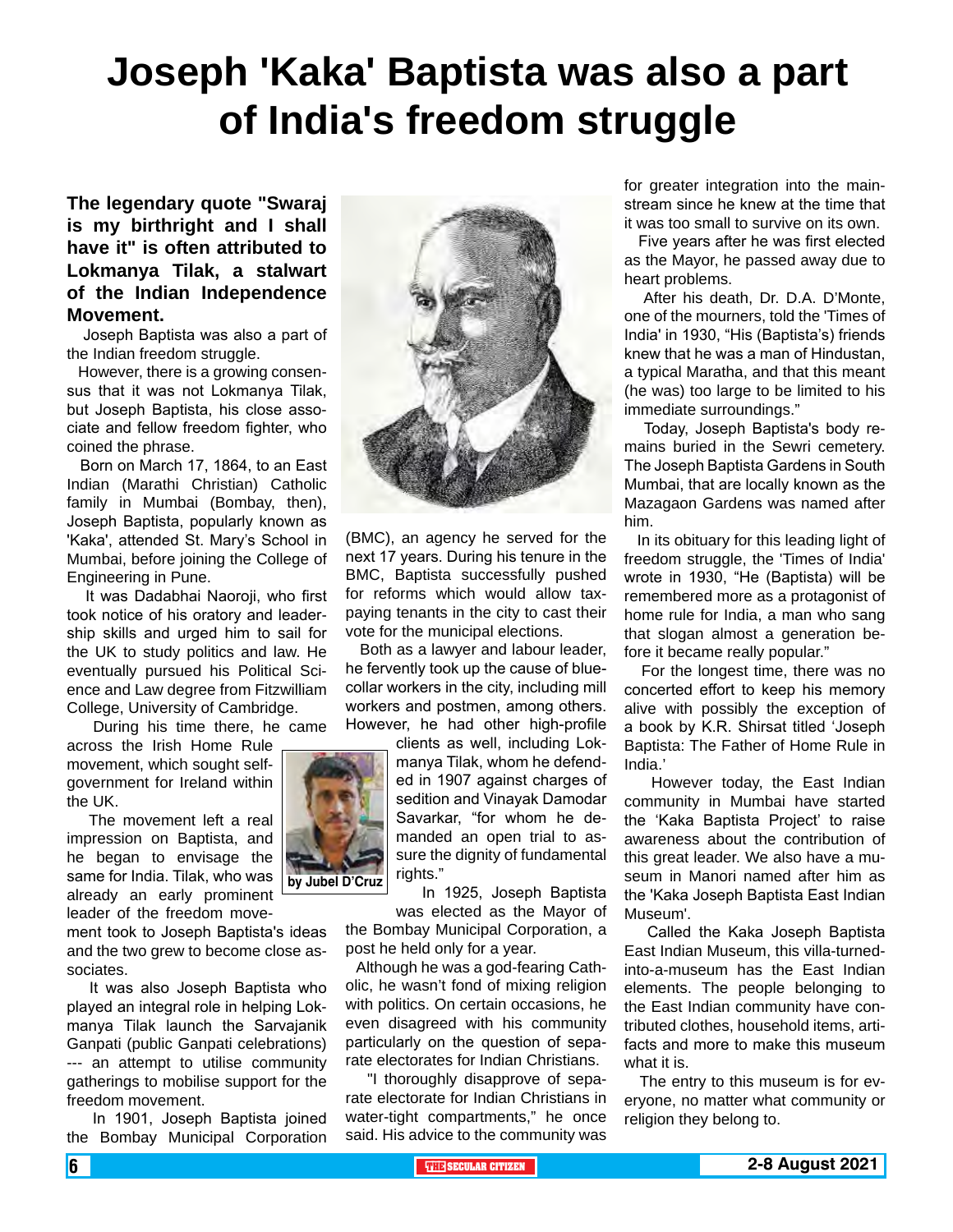# Joseph 'Kaka' Baptista was also a part of India's freedom struggle

**The legendary quote "Swaraj is my birthright and I shall have it" is often attributed to Lokmanya Tilak, a stalwart of the Indian Independence Movement.**

by Jubel D'Cruz

Joseph Baptista was also a part of the Indian freedom struggle.

However, there is a growing consensus that it was not Lokmanya Tilak, but Joseph Baptista, his close associate and fellow freedom fighter, who coined the phrase.

Born on March 17, 1864, to an East Indian (Marathi Christian) Catholic family in Mumbai (Bombay, then), Joseph Baptista, popularly known as 'Kaka', attended St. Mary's School in Mumbai, before joining the College of Engineering in Pune.

It was Dadabhai Naoroji, who first took notice of his oratory and leadership skills and urged him to sail for the UK to study politics and law. He eventually pursued his Political Science and Law degree from Fitzwilliam College, University of Cambridge.

During his time there, he came across the Irish Home Rule movement, which sought self-government for Ireland within the UK.

The movement left a real impression on Baptista, and he began to envisage the same for India. Tilak, who was already an early prominent leader of the freedom movement took to Joseph Baptista's ideas and the two grew to become close associates.

It was also Joseph Baptista who played an integral role in helping Lokmanya Tilak launch the Sarvajanik Ganpati (public Ganpati celebrations) --- an attempt to utilise community gatherings to mobilise support for the freedom movement.

In 1901, Joseph Baptista joined the Bombay Municipal Corporation (BMC), an agency he served for the next 17 years. During his tenure in the BMC, Baptista successfully pushed for reforms which would allow tax-paying tenants in the city to cast their vote for the municipal elections.

Both as a lawyer and labour leader, he fervently took up the cause of blue-collar workers in the city, including mill workers and postmen, among others. However, he had other high-profile clients as well, including Lokmanya Tilak, whom he defended in 1907 against charges of sedition and Vinayak Damodar Savarkar, "for whom he demanded an open trial to assure the dignity of fundamental rights."

In 1925, Joseph Baptista was elected as the Mayor of the Bombay Municipal Corporation, a post he held only for a year.

Although he was a god-fearing Catholic, he wasn't fond of mixing religion with politics. On certain occasions, he even disagreed with his community particularly on the question of separate electorates for Indian Christians.

"I thoroughly disapprove of separate electorate for Indian Christians in water-tight compartments," he once said. His advice to the community was for greater integration into the mainstream since he knew at the time that it was too small to survive on its own.

Five years after he was first elected as the Mayor, he passed away due to heart problems.

After his death, Dr. D.A. D'Monte, one of the mourners, told the 'Times of India' in 1930, "His (Baptista's) friends knew that he was a man of Hindustan, a typical Maratha, and that this meant (he was) too large to be limited to his immediate surroundings."

Today, Joseph Baptista's body remains buried in the Sewri cemetery. The Joseph Baptista Gardens in South Mumbai, that are locally known as the Mazagaon Gardens was named after him.

In its obituary for this leading light of freedom struggle, the 'Times of India' wrote in 1930, "The (Baptista) will be remembered more as a protagonist of home rule for India, a man who sang that slogan almost a generation before it became really popular."

For the longest time, there was no concerted effort to keep his memory alive with possibly the exception of a book by K.R. Shirsat titled 'Joseph Baptista: The Father of Home Rule in India.'

However today, the East Indian community in Mumbai have started the 'Kaka Baptista Project' to raise awareness about the contribution of this great leader. We also have a museum in Manori named after him as the 'Kaka Joseph Baptista East Indian Museum'.

Called the Kaka Joseph Baptista East Indian Museum, this villa-turned-into-a-museum has the East Indian elements. The people belonging to the East Indian community have contributed clothes, household items, artifacts and more to make this museum what it is.

The entry to this museum is for everyone, no matter what community or religion they belong to.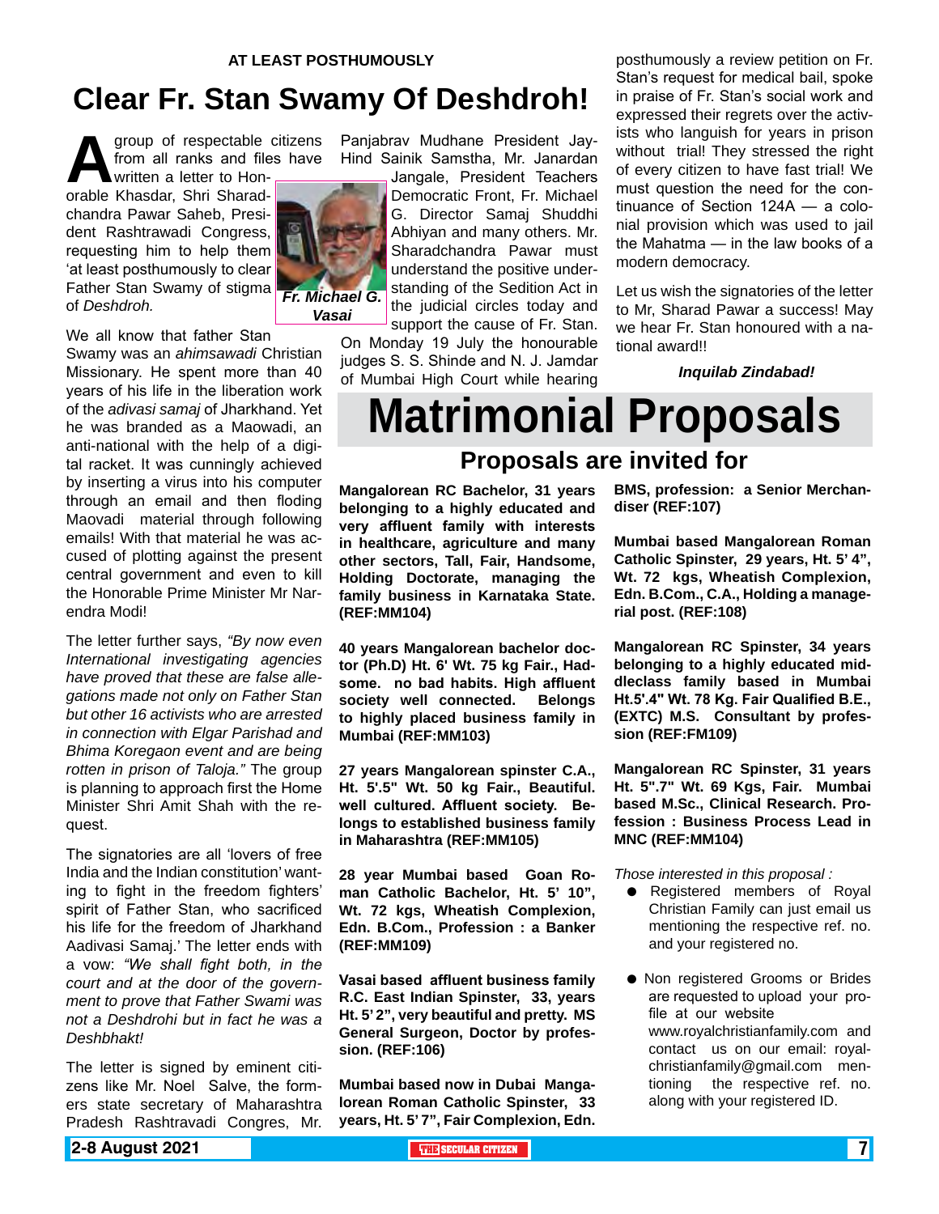AT LEAST POSTHUMOUSLY

# Clear Fr. Stan Swamy Of Deshdroh!

A group of respectable citizens from all ranks and files have written a letter to Honorable Khasdar, Shri Sharadchandra Pawar Saheb, President Rashtrawadi Congress, requesting him to help them 'at least posthumously to clear Father Stan Swamy of stigma of *Deshdroh.*

*Fr. Michael G. Vasai*

We all know that father Stan Swamy was an *ahimsawadi* Christian Missionary. He spent more than 40 years of his life in the liberation work of the *adivasi samaj* of Jharkhand. Yet he was branded as a Maowadi, an anti-national with the help of a digital racket. It was cunningly achieved by inserting a virus into his computer through an email and then floding Maovadi material through following emails! With that material he was accused of plotting against the present central government and even to kill the Honorable Prime Minister Mr Narendra Modi!

The letter further says, *"By now even International investigating agencies have proved that these are false allegations made not only on Father Stan but other 16 activists who are arrested in connection with Elgar Parishad and Bhima Koregaon event and are being rotten in prison of Taloja."* The group is planning to approach first the Home Minister Shri Amit Shah with the request.

The signatories are all 'lovers of free India and the Indian constitution' wanting to fight in the freedom fighters' spirit of Father Stan, who sacrificed his life for the freedom of Jharkhand Aadivasi Samaj.' The letter ends with a vow: *"We shall fight both, in the court and at the door of the government to prove that Father Swami was not a Deshdrohi but in fact he was a Deshbhakt!*

The letter is signed by eminent citizens like Mr. Noel Salve, the formers state secretary of Maharashtra Pradesh Rashtravadi Congres, Mr. Panjabrav Mudhane President Jay-Hind Sainik Samstha, Mr. Janardan Jangale, President Teachers Democratic Front, Fr. Michael G. Director Samaj Shuddhi Abhiyan and many others. Mr. Sharadchandra Pawar must understand the positive understanding of the Sedition Act in the judicial circles today and support the cause of Fr. Stan.

On Monday 19 July the honourable judges S. S. Shinde and N. J. Jamdar of Mumbai High Court while hearing posthumously a review petition on Fr. Stan's request for medical bail, spoke in praise of Fr. Stan's social work and expressed their regrets over the activists who languish for years in prison without trial! They stressed the right of every citizen to have fast trial! We must question the need for the continuance of Section 124A — a colonial provision which was used to jail the Mahatma — in the law books of a modern democracy.

Let us wish the signatories of the letter to Mr, Sharad Pawar a success! May we hear Fr. Stan honoured with a national award!!

***Inquilab Zindabad!***

# Matrimonial Proposals

## Proposals are invited for

**Mangalorean RC Bachelor, 31 years belonging to a highly educated and very affluent family with interests in healthcare, agriculture and many other sectors, Tall, Fair, Handsome, Holding Doctorate, managing the family business in Karnataka State. (REF:MM104)**

**40 years Mangalorean bachelor doctor (Ph.D) Ht. 6' Wt. 75 kg Fair., Handsome. no bad habits. High affluent society well connected. Belongs to highly placed business family in Mumbai (REF:MM103)**

**27 years Mangalorean spinster C.A., Ht. 5'.5" Wt. 50 kg Fair., Beautiful. well cultured. Affluent society. Belongs to established business family in Maharashtra (REF:MM105)**

**28 year Mumbai based Goan Roman Catholic Bachelor, Ht. 5' 10", Wt. 72 kgs, Wheatish Complexion, Edn. B.Com., Profession : a Banker (REF:MM109)**

**Vasai based affluent business family R.C. East Indian Spinster, 33, years Ht. 5' 2", very beautiful and pretty. MS General Surgeon, Doctor by profession. (REF:106)**

**Mumbai based now in Dubai Mangalorean Roman Catholic Spinster, 33 years, Ht. 5' 7", Fair Complexion, Edn. BMS, profession: a Senior Merchandiser (REF:107)**

**Mumbai based Mangalorean Roman Catholic Spinster, 29 years, Ht. 5' 4", Wt. 72 kgs, Wheatish Complexion, Edn. B.Com., C.A., Holding a managerial post. (REF:108)**

**Mangalorean RC Spinster, 34 years belonging to a highly educated middleclass family based in Mumbai Ht.5'.4" Wt. 78 Kg. Fair Qualified B.E., (EXTC) M.S. Consultant by profession (REF:FM109)**

**Mangalorean RC Spinster, 31 years Ht. 5".7" Wt. 69 Kgs, Fair. Mumbai based M.Sc., Clinical Research. Profession : Business Process Lead in MNC (REF:MM104)**

*Those interested in this proposal :*

- Registered members of Royal Christian Family can just email us mentioning the respective ref. no. and your registered no.
- Non registered Grooms or Brides are requested to upload your profile at our website www.royalchristianfamily.com and contact us on our email: royalchristianfamily@gmail.com mentioning the respective ref. no. along with your registered ID.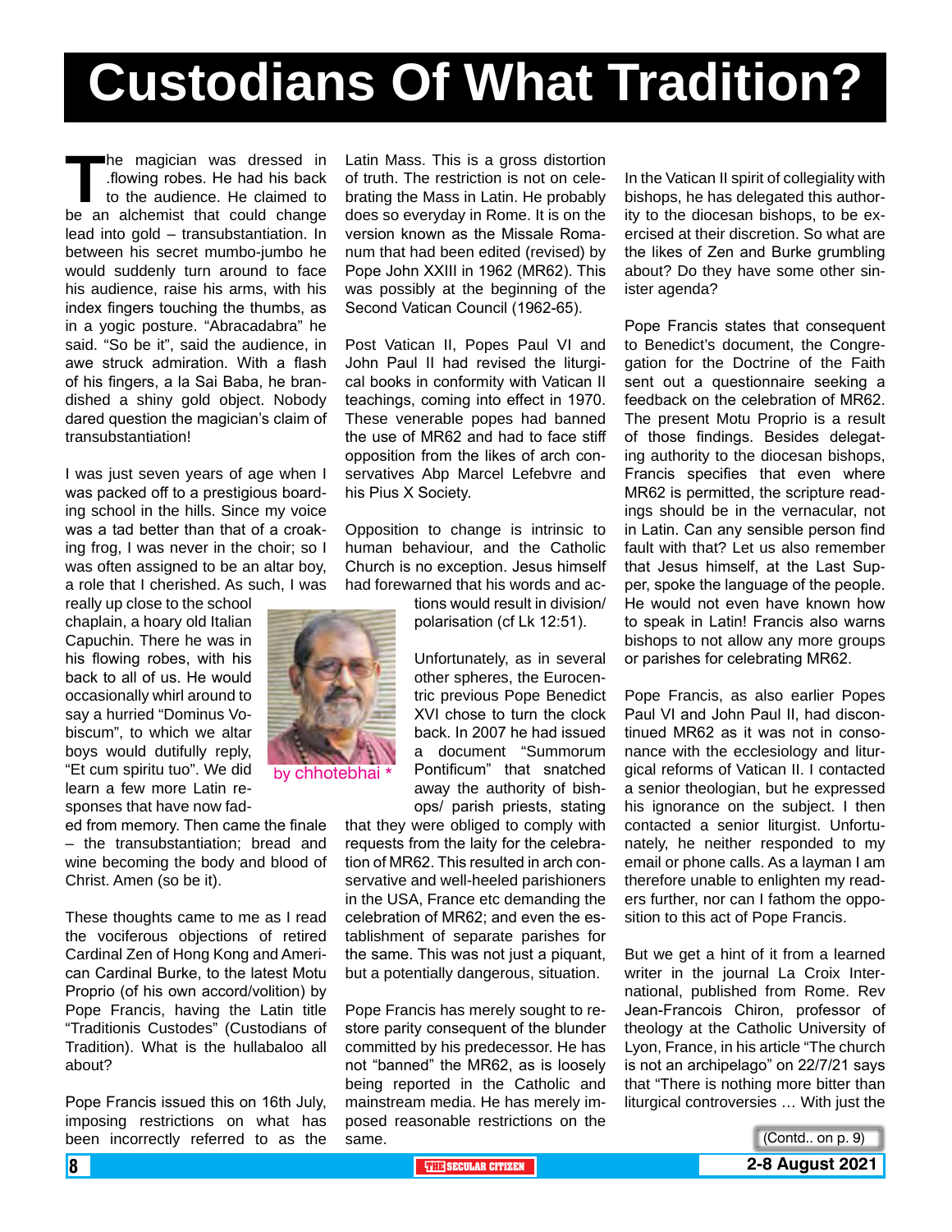# Custodians Of What Tradition?

The magician was dressed in .flowing robes. He had his back to the audience. He claimed to be an alchemist that could change lead into gold – transubstantiation. In between his secret mumbo-jumbo he would suddenly turn around to face his audience, raise his arms, with his index fingers touching the thumbs, as in a yogic posture. "Abracadabra" he said. "So be it", said the audience, in awe struck admiration. With a flash of his fingers, a la Sai Baba, he brandished a shiny gold object. Nobody dared question the magician's claim of transubstantiation!

I was just seven years of age when I was packed off to a prestigious boarding school in the hills. Since my voice was a tad better than that of a croaking frog, I was never in the choir; so I was often assigned to be an altar boy, a role that I cherished. As such, I was really up close to the school chaplain, a hoary old Italian Capuchin. There he was in his flowing robes, with his back to all of us. He would occasionally whirl around to say a hurried "Dominus Vobiscum", to which we altar boys would dutifully reply, "Et cum spiritu tuo". We did learn a few more Latin responses that have now faded from memory. Then came the finale – the transubstantiation; bread and wine becoming the body and blood of Christ. Amen (so be it).

by chhotebhai *

These thoughts came to me as I read the vociferous objections of retired Cardinal Zen of Hong Kong and American Cardinal Burke, to the latest Motu Proprio (of his own accord/volition) by Pope Francis, having the Latin title "Traditionis Custodes" (Custodians of Tradition). What is the hullabaloo all about?

Pope Francis issued this on 16th July, imposing restrictions on what has been incorrectly referred to as the Latin Mass. This is a gross distortion of truth. The restriction is not on celebrating the Mass in Latin. He probably does so everyday in Rome. It is on the version known as the Missale Romanum that had been edited (revised) by Pope John XXIII in 1962 (MR62). This was possibly at the beginning of the Second Vatican Council (1962-65).

Post Vatican II, Popes Paul VI and John Paul II had revised the liturgical books in conformity with Vatican II teachings, coming into effect in 1970. These venerable popes had banned the use of MR62 and had to face stiff opposition from the likes of arch conservatives Abp Marcel Lefebvre and his Pius X Society.

Opposition to change is intrinsic to human behaviour, and the Catholic Church is no exception. Jesus himself had forewarned that his words and actions would result in division/ polarisation (cf Lk 12:51).

Unfortunately, as in several other spheres, the Eurocentric previous Pope Benedict XVI chose to turn the clock back. In 2007 he had issued a document "Summorum Pontificum" that snatched away the authority of bishops/ parish priests, stating that they were obliged to comply with requests from the laity for the celebration of MR62. This resulted in arch conservative and well-heeled parishioners in the USA, France etc demanding the celebration of MR62; and even the establishment of separate parishes for the same. This was not just a piquant, but a potentially dangerous, situation.

Pope Francis has merely sought to restore parity consequent of the blunder committed by his predecessor. He has not "banned" the MR62, as is loosely being reported in the Catholic and mainstream media. He has merely imposed reasonable restrictions on the same.

In the Vatican II spirit of collegiality with bishops, he has delegated this authority to the diocesan bishops, to be exercised at their discretion. So what are the likes of Zen and Burke grumbling about? Do they have some other sinister agenda?

Pope Francis states that consequent to Benedict's document, the Congregation for the Doctrine of the Faith sent out a questionnaire seeking a feedback on the celebration of MR62. The present Motu Proprio is a result of those findings. Besides delegating authority to the diocesan bishops, Francis specifies that even where MR62 is permitted, the scripture readings should be in the vernacular, not in Latin. Can any sensible person find fault with that? Let us also remember that Jesus himself, at the Last Supper, spoke the language of the people. He would not even have known how to speak in Latin! Francis also warns bishops to not allow any more groups or parishes for celebrating MR62.

Pope Francis, as also earlier Popes Paul VI and John Paul II, had discontinued MR62 as it was not in consonance with the ecclesiology and liturgical reforms of Vatican II. I contacted a senior theologian, but he expressed his ignorance on the subject. I then contacted a senior liturgist. Unfortunately, he neither responded to my email or phone calls. As a layman I am therefore unable to enlighten my readers further, nor can I fathom the opposition to this act of Pope Francis.

But we get a hint of it from a learned writer in the journal La Croix International, published from Rome. Rev Jean-Francois Chiron, professor of theology at the Catholic University of Lyon, France, in his article "The church is not an archipelago" on 22/7/21 says that "There is nothing more bitter than liturgical controversies … With just the

(Contd.. on p. 9)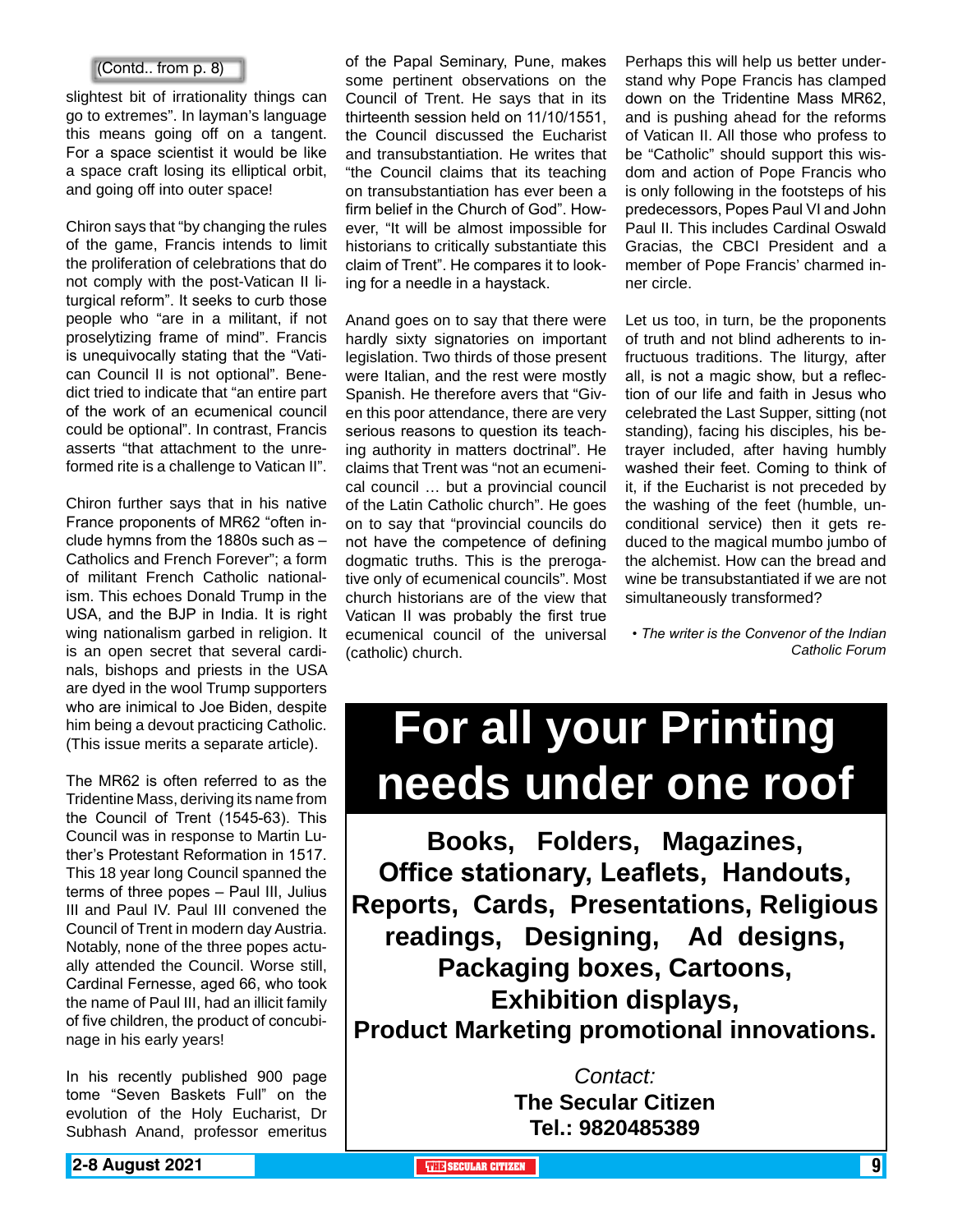(Contd.. from p. 8)

slightest bit of irrationality things can go to extremes". In layman's language this means going off on a tangent. For a space scientist it would be like a space craft losing its elliptical orbit, and going off into outer space!

Chiron says that "by changing the rules of the game, Francis intends to limit the proliferation of celebrations that do not comply with the post-Vatican II liturgical reform". It seeks to curb those people who "are in a militant, if not proselytizing frame of mind". Francis is unequivocally stating that the "Vatican Council II is not optional". Benedict tried to indicate that "an entire part of the work of an ecumenical council could be optional". In contrast, Francis asserts "that attachment to the unreformed rite is a challenge to Vatican II".

Chiron further says that in his native France proponents of MR62 "often include hymns from the 1880s such as – Catholics and French Forever"; a form of militant French Catholic nationalism. This echoes Donald Trump in the USA, and the BJP in India. It is right wing nationalism garbed in religion. It is an open secret that several cardinals, bishops and priests in the USA are dyed in the wool Trump supporters who are inimical to Joe Biden, despite him being a devout practicing Catholic. (This issue merits a separate article).

The MR62 is often referred to as the Tridentine Mass, deriving its name from the Council of Trent (1545-63). This Council was in response to Martin Luther's Protestant Reformation in 1517. This 18 year long Council spanned the terms of three popes – Paul III, Julius III and Paul IV. Paul III convened the Council of Trent in modern day Austria. Notably, none of the three popes actually attended the Council. Worse still, Cardinal Fernesse, aged 66, who took the name of Paul III, had an illicit family of five children, the product of concubinage in his early years!

In his recently published 900 page tome "Seven Baskets Full" on the evolution of the Holy Eucharist, Dr Subhash Anand, professor emeritus of the Papal Seminary, Pune, makes some pertinent observations on the Council of Trent. He says that in its thirteenth session held on 11/10/1551, the Council discussed the Eucharist and transubstantiation. He writes that "the Council claims that its teaching on transubstantiation has ever been a firm belief in the Church of God". However, "It will be almost impossible for historians to critically substantiate this claim of Trent". He compares it to looking for a needle in a haystack.

Anand goes on to say that there were hardly sixty signatories on important legislation. Two thirds of those present were Italian, and the rest were mostly Spanish. He therefore avers that "Given this poor attendance, there are very serious reasons to question its teaching authority in matters doctrinal". He claims that Trent was "not an ecumenical council … but a provincial council of the Latin Catholic church". He goes on to say that "provincial councils do not have the competence of defining dogmatic truths. This is the prerogative only of ecumenical councils". Most church historians are of the view that Vatican II was probably the first true ecumenical council of the universal (catholic) church.

Perhaps this will help us better understand why Pope Francis has clamped down on the Tridentine Mass MR62, and is pushing ahead for the reforms of Vatican II. All those who profess to be "Catholic" should support this wisdom and action of Pope Francis who is only following in the footsteps of his predecessors, Popes Paul VI and John Paul II. This includes Cardinal Oswald Gracias, the CBCI President and a member of Pope Francis' charmed inner circle.

Let us too, in turn, be the proponents of truth and not blind adherents to infructuous traditions. The liturgy, after all, is not a magic show, but a reflection of our life and faith in Jesus who celebrated the Last Supper, sitting (not standing), facing his disciples, his betrayer included, after having humbly washed their feet. Coming to think of it, if the Eucharist is not preceded by the washing of the feet (humble, unconditional service) then it gets reduced to the magical mumbo jumbo of the alchemist. How can the bread and wine be transubstantiated if we are not simultaneously transformed?

*• The writer is the Convenor of the Indian Catholic Forum*

# For all your Printing needs under one roof

**Books, Folders, Magazines, Office stationary, Leaflets, Handouts, Reports, Cards, Presentations, Religious readings, Designing, Ad designs, Packaging boxes, Cartoons, Exhibition displays, Product Marketing promotional innovations.**

*Contact:*

**The Secular Citizen**
**Tel.: 9820485389**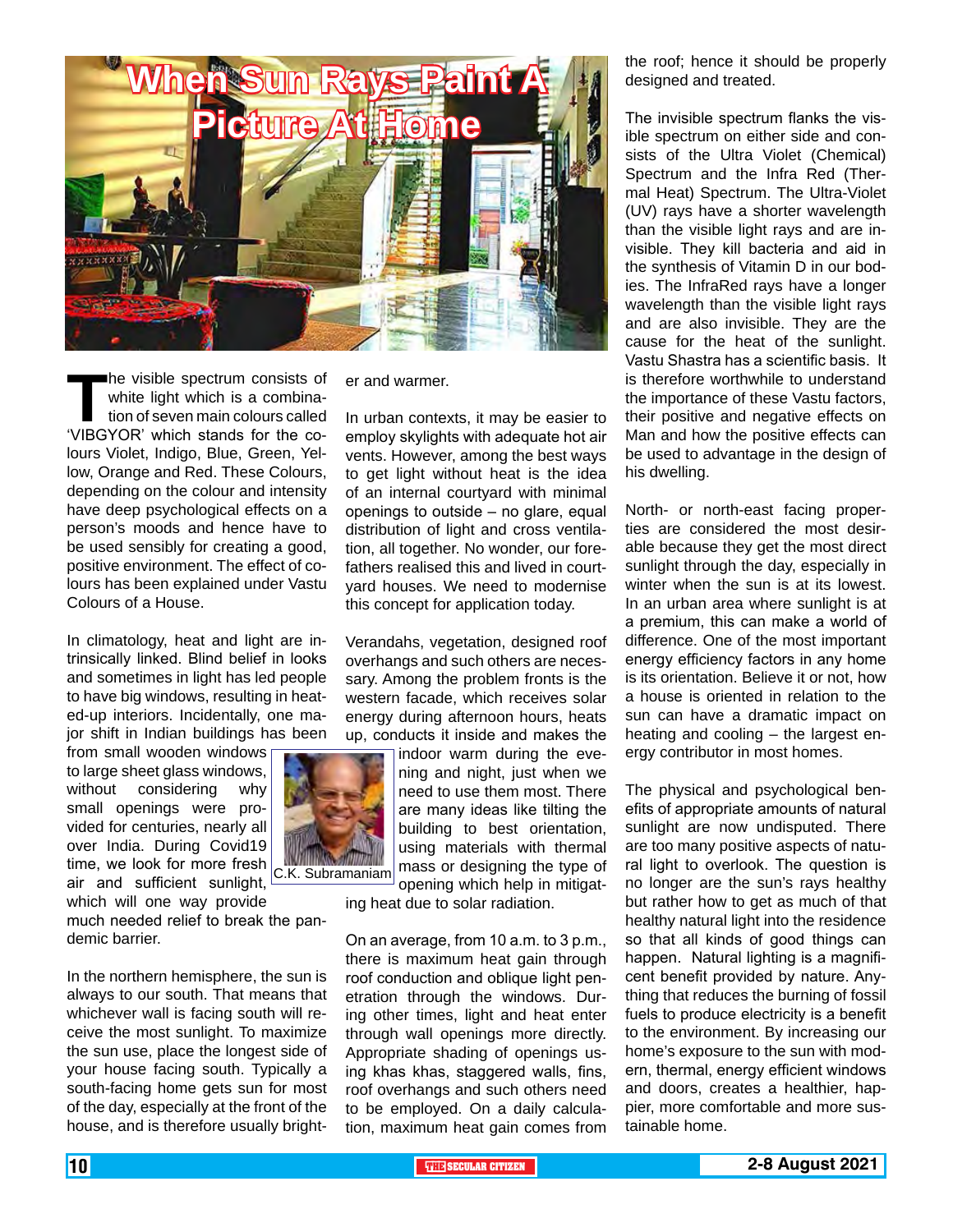# When Sun Rays Paint A Picture At Home

The visible spectrum consists of white light which is a combination of seven main colours called 'VIBGYOR' which stands for the colours Violet, Indigo, Blue, Green, Yellow, Orange and Red. These Colours, depending on the colour and intensity have deep psychological effects on a person's moods and hence have to be used sensibly for creating a good, positive environment. The effect of colours has been explained under Vastu Colours of a House.

In climatology, heat and light are intrinsically linked. Blind belief in looks and sometimes in light has led people to have big windows, resulting in heated-up interiors. Incidentally, one major shift in Indian buildings has been from small wooden windows to large sheet glass windows, without considering why small openings were provided for centuries, nearly all over India. During Covid19 time, we look for more fresh air and sufficient sunlight, which will one way provide much needed relief to break the pandemic barrier.

C.K. Subramaniam

In the northern hemisphere, the sun is always to our south. That means that whichever wall is facing south will receive the most sunlight. To maximize the sun use, place the longest side of your house facing south. Typically a south-facing home gets sun for most of the day, especially at the front of the house, and is therefore usually brighter and warmer.

In urban contexts, it may be easier to employ skylights with adequate hot air vents. However, among the best ways to get light without heat is the idea of an internal courtyard with minimal openings to outside – no glare, equal distribution of light and cross ventilation, all together. No wonder, our forefathers realised this and lived in courtyard houses. We need to modernise this concept for application today.

Verandahs, vegetation, designed roof overhangs and such others are necessary. Among the problem fronts is the western facade, which receives solar energy during afternoon hours, heats up, conducts it inside and makes the indoor warm during the evening and night, just when we need to use them most. There are many ideas like tilting the building to best orientation, using materials with thermal mass or designing the type of opening which help in mitigating heat due to solar radiation.

On an average, from 10 a.m. to 3 p.m., there is maximum heat gain through roof conduction and oblique light penetration through the windows. During other times, light and heat enter through wall openings more directly. Appropriate shading of openings using khas khas, staggered walls, fins, roof overhangs and such others need to be employed. On a daily calculation, maximum heat gain comes from the roof; hence it should be properly designed and treated.

The invisible spectrum flanks the visible spectrum on either side and consists of the Ultra Violet (Chemical) Spectrum and the Infra Red (Thermal Heat) Spectrum. The Ultra-Violet (UV) rays have a shorter wavelength than the visible light rays and are invisible. They kill bacteria and aid in the synthesis of Vitamin D in our bodies. The InfraRed rays have a longer wavelength than the visible light rays and are also invisible. They are the cause for the heat of the sunlight. Vastu Shastra has a scientific basis. It is therefore worthwhile to understand the importance of these Vastu factors, their positive and negative effects on Man and how the positive effects can be used to advantage in the design of his dwelling.

North- or north-east facing properties are considered the most desirable because they get the most direct sunlight through the day, especially in winter when the sun is at its lowest. In an urban area where sunlight is at a premium, this can make a world of difference. One of the most important energy efficiency factors in any home is its orientation. Believe it or not, how a house is oriented in relation to the sun can have a dramatic impact on heating and cooling – the largest energy contributor in most homes.

The physical and psychological benefits of appropriate amounts of natural sunlight are now undisputed. There are too many positive aspects of natural light to overlook. The question is no longer are the sun's rays healthy but rather how to get as much of that healthy natural light into the residence so that all kinds of good things can happen. Natural lighting is a magnificent benefit provided by nature. Anything that reduces the burning of fossil fuels to produce electricity is a benefit to the environment. By increasing our home's exposure to the sun with modern, thermal, energy efficient windows and doors, creates a healthier, happier, more comfortable and more sustainable home.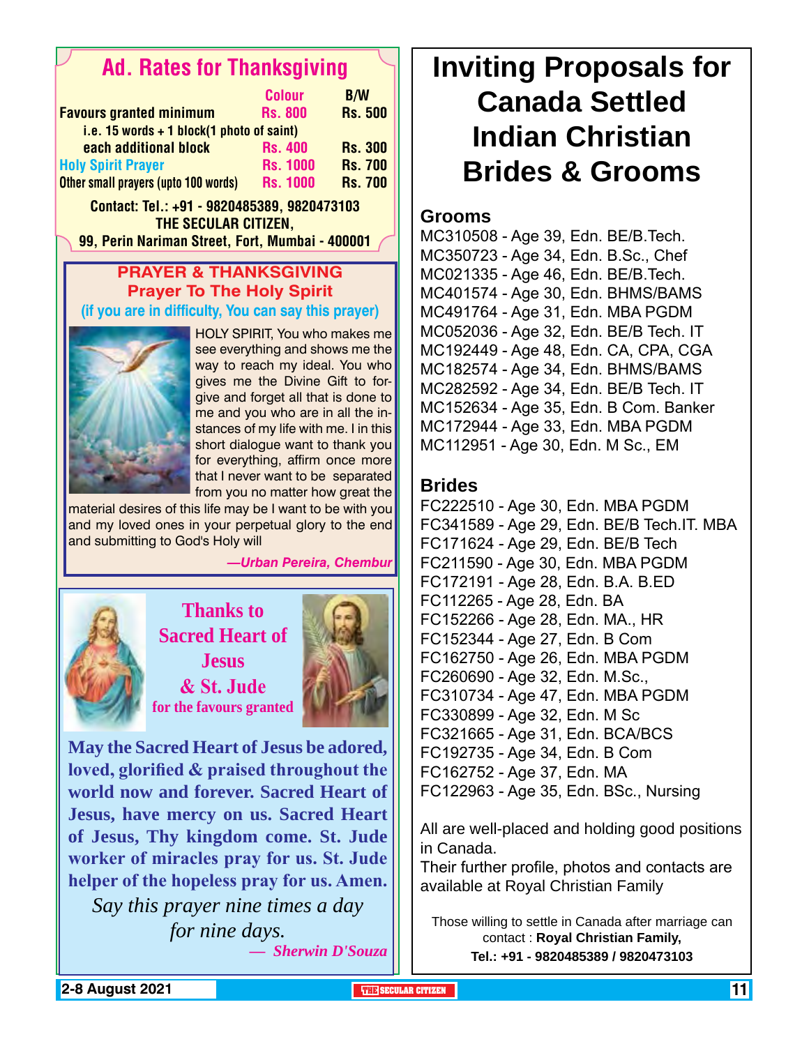## Ad. Rates for Thanksgiving

| | Colour | B/W |
|---|---|---|
| Favours granted minimum | Rs. 800 | Rs. 500 |
| i.e. 15 words + 1 block(1 photo of saint) | | |
| each additional block | Rs. 400 | Rs. 300 |
| Holy Spirit Prayer | Rs. 1000 | Rs. 700 |
| Other small prayers (upto 100 words) | Rs. 1000 | Rs. 700 |

Contact: Tel.: +91 - 9820485389, 9820473103
THE SECULAR CITIZEN,
99, Perin Nariman Street, Fort, Mumbai - 400001

### PRAYER & THANKSGIVING
### Prayer To The Holy Spirit

**(if you are in difficulty, You can say this prayer)**

HOLY SPIRIT, You who makes me see everything and shows me the way to reach my ideal. You who gives me the Divine Gift to forgive and forget all that is done to me and you who are in all the instances of my life with me. I in this short dialogue want to thank you for everything, affirm once more that I never want to be separated from you no matter how great the material desires of this life may be I want to be with you and my loved ones in your perpetual glory to the end and submitting to God's Holy will

*—Urban Pereira, Chembur*

### Thanks to Sacred Heart of Jesus & St. Jude

**for the favours granted**

**May the Sacred Heart of Jesus be adored, loved, glorified & praised throughout the world now and forever. Sacred Heart of Jesus, have mercy on us. Sacred Heart of Jesus, Thy kingdom come. St. Jude worker of miracles pray for us. St. Jude helper of the hopeless pray for us. Amen.**

*Say this prayer nine times a day for nine days.*

*— Sherwin D'Souza*

# Inviting Proposals for Canada Settled Indian Christian Brides & Grooms

## Grooms

MC310508 - Age 39, Edn. BE/B.Tech.
MC350723 - Age 34, Edn. B.Sc., Chef
MC021335 - Age 46, Edn. BE/B.Tech.
MC401574 - Age 30, Edn. BHMS/BAMS
MC491764 - Age 31, Edn. MBA PGDM
MC052036 - Age 32, Edn. BE/B Tech. IT
MC192449 - Age 48, Edn. CA, CPA, CGA
MC182574 - Age 34, Edn. BHMS/BAMS
MC282592 - Age 34, Edn. BE/B Tech. IT
MC152634 - Age 35, Edn. B Com. Banker
MC172944 - Age 33, Edn. MBA PGDM
MC112951 - Age 30, Edn. M Sc., EM

## Brides

FC222510 - Age 30, Edn. MBA PGDM
FC341589 - Age 29, Edn. BE/B Tech.IT. MBA
FC171624 - Age 29, Edn. BE/B Tech
FC211590 - Age 30, Edn. MBA PGDM
FC172191 - Age 28, Edn. B.A. B.ED
FC112265 - Age 28, Edn. BA
FC152266 - Age 28, Edn. MA., HR
FC152344 - Age 27, Edn. B Com
FC162750 - Age 26, Edn. MBA PGDM
FC260690 - Age 32, Edn. M.Sc.,
FC310734 - Age 47, Edn. MBA PGDM
FC330899 - Age 32, Edn. M Sc
FC321665 - Age 31, Edn. BCA/BCS
FC192735 - Age 34, Edn. B Com
FC162752 - Age 37, Edn. MA
FC122963 - Age 35, Edn. BSc., Nursing

All are well-placed and holding good positions in Canada.
Their further profile, photos and contacts are available at Royal Christian Family

Those willing to settle in Canada after marriage can contact : **Royal Christian Family,**
**Tel.: +91 - 9820485389 / 9820473103**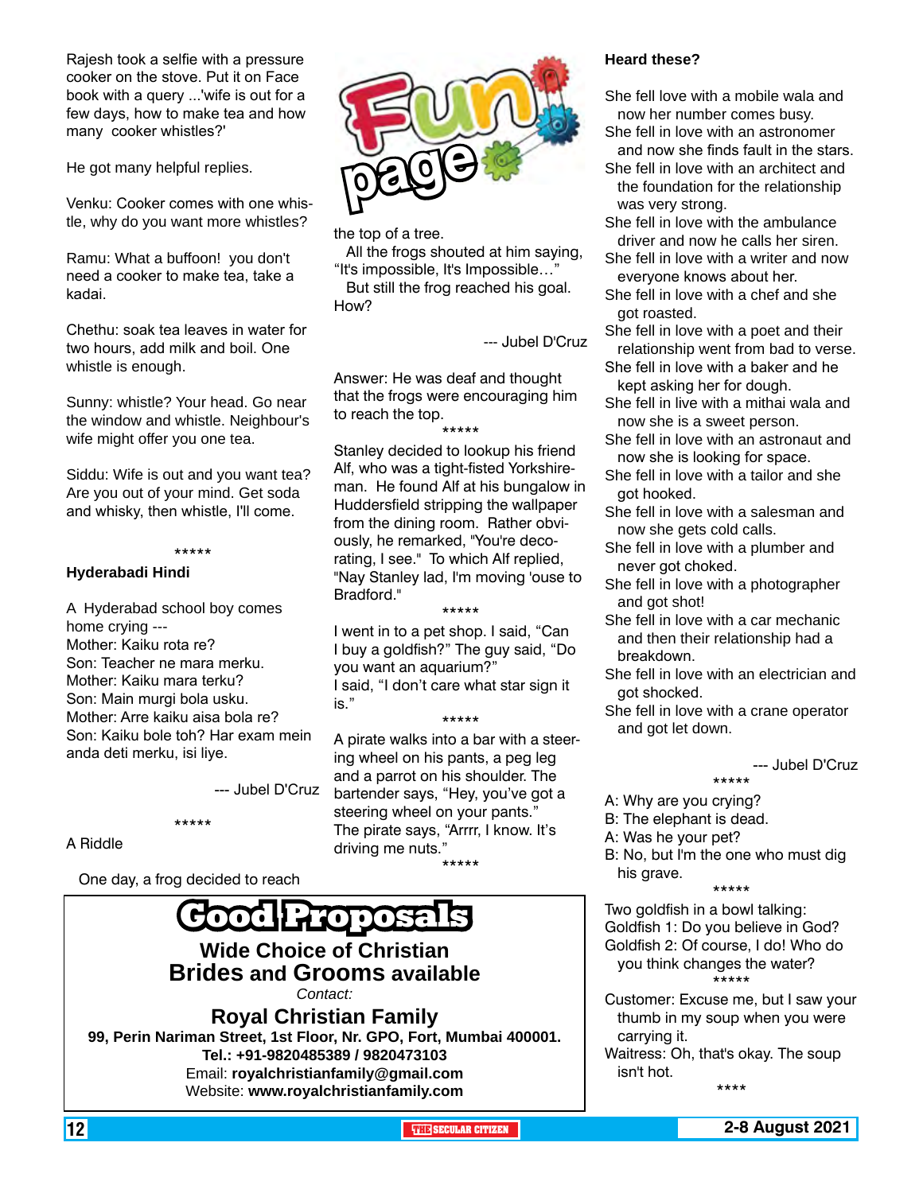# Fun page

Rajesh took a selfie with a pressure cooker on the stove. Put it on Face book with a query ...'wife is out for a few days, how to make tea and how many cooker whistles?'

He got many helpful replies.

Venku: Cooker comes with one whistle, why do you want more whistles?

Ramu: What a buffoon! you don't need a cooker to make tea, take a kadai.

Chethu: soak tea leaves in water for two hours, add milk and boil. One whistle is enough.

Sunny: whistle? Your head. Go near the window and whistle. Neighbour's wife might offer you one tea.

Siddu: Wife is out and you want tea? Are you out of your mind. Get soda and whisky, then whistle, I'll come.

*****

### Hyderabadi Hindi

A Hyderabad school boy comes home crying ---
Mother: Kaiku rota re?
Son: Teacher ne mara merku.
Mother: Kaiku mara terku?
Son: Main murgi bola usku.
Mother: Arre kaiku aisa bola re?
Son: Kaiku bole toh? Har exam mein anda deti merku, isi liye.

--- Jubel D'Cruz

*****

A Riddle

One day, a frog decided to reach the top of a tree.

All the frogs shouted at him saying, "It's impossible, It's Impossible…"

But still the frog reached his goal. How?

--- Jubel D'Cruz

Answer: He was deaf and thought that the frogs were encouraging him to reach the top.

*****

Stanley decided to lookup his friend Alf, who was a tight-fisted Yorkshire-man. He found Alf at his bungalow in Huddersfield stripping the wallpaper from the dining room. Rather obviously, he remarked, "You're decorating, I see." To which Alf replied, "Nay Stanley lad, I'm moving 'ouse to Bradford."

*****

I went in to a pet shop. I said, "Can I buy a goldfish?" The guy said, "Do you want an aquarium?"
I said, "I don't care what star sign it is."

*****

A pirate walks into a bar with a steering wheel on his pants, a peg leg and a parrot on his shoulder. The bartender says, "Hey, you've got a steering wheel on your pants." The pirate says, "Arrrr, I know. It's driving me nuts."

*****

### Heard these?

She fell love with a mobile wala and now her number comes busy.
She fell in love with an astronomer and now she finds fault in the stars.
She fell in love with an architect and the foundation for the relationship was very strong.
She fell in love with the ambulance driver and now he calls her siren.
She fell in love with a writer and now everyone knows about her.
She fell in love with a chef and she got roasted.
She fell in love with a poet and their relationship went from bad to verse.
She fell in love with a baker and he kept asking her for dough.
She fell in live with a mithai wala and now she is a sweet person.
She fell in love with an astronaut and now she is looking for space.
She fell in love with a tailor and she got hooked.
She fell in love with a salesman and now she gets cold calls.
She fell in love with a plumber and never got choked.
She fell in love with a photographer and got shot!
She fell in love with a car mechanic and then their relationship had a breakdown.
She fell in love with an electrician and got shocked.
She fell in love with a crane operator and got let down.

--- Jubel D'Cruz

*****

A: Why are you crying?
B: The elephant is dead.
A: Was he your pet?
B: No, but I'm the one who must dig his grave.

*****

Two goldfish in a bowl talking:
Goldfish 1: Do you believe in God?
Goldfish 2: Of course, I do! Who do you think changes the water?

*****

Customer: Excuse me, but I saw your thumb in my soup when you were carrying it.
Waitress: Oh, that's okay. The soup isn't hot.

****

---

## Good Proposals

**Wide Choice of Christian Brides and Grooms available**

*Contact:*

**Royal Christian Family**

**99, Perin Nariman Street, 1st Floor, Nr. GPO, Fort, Mumbai 400001.**
**Tel.: +91-9820485389 / 9820473103**
Email: **royalchristianfamily@gmail.com**
Website: **www.royalchristianfamily.com**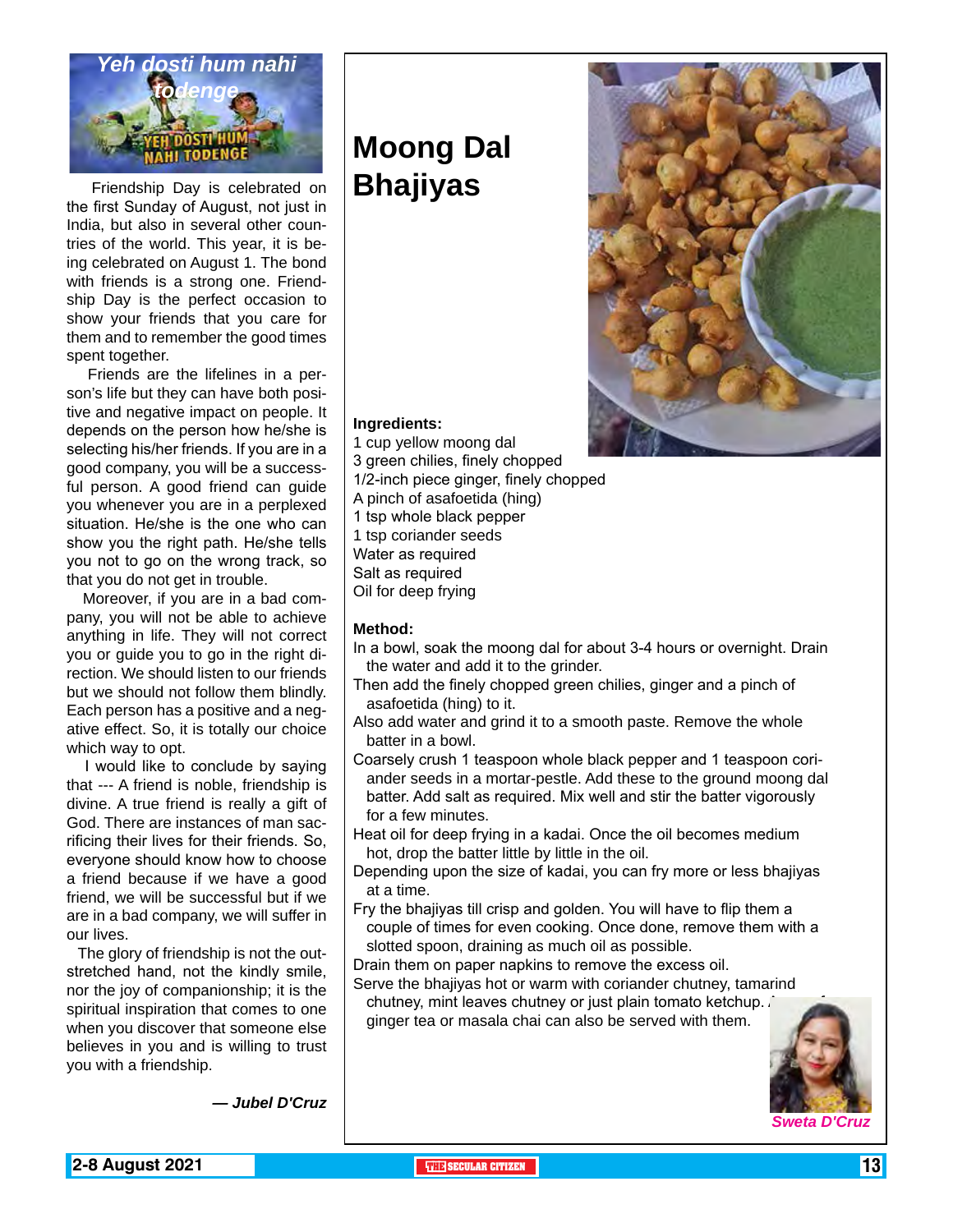## Yeh dosti hum nahi todenge

Friendship Day is celebrated on the first Sunday of August, not just in India, but also in several other countries of the world. This year, it is being celebrated on August 1. The bond with friends is a strong one. Friendship Day is the perfect occasion to show your friends that you care for them and to remember the good times spent together.

Friends are the lifelines in a person's life but they can have both positive and negative impact on people. It depends on the person how he/she is selecting his/her friends. If you are in a good company, you will be a successful person. A good friend can guide you whenever you are in a perplexed situation. He/she is the one who can show you the right path. He/she tells you not to go on the wrong track, so that you do not get in trouble.

Moreover, if you are in a bad company, you will not be able to achieve anything in life. They will not correct you or guide you to go in the right direction. We should listen to our friends but we should not follow them blindly. Each person has a positive and a negative effect. So, it is totally our choice which way to opt.

I would like to conclude by saying that --- A friend is noble, friendship is divine. A true friend is really a gift of God. There are instances of man sacrificing their lives for their friends. So, everyone should know how to choose a friend because if we have a good friend, we will be successful but if we are in a bad company, we will suffer in our lives.

The glory of friendship is not the outstretched hand, not the kindly smile, nor the joy of companionship; it is the spiritual inspiration that comes to one when you discover that someone else believes in you and is willing to trust you with a friendship.

***— Jubel D'Cruz***

# Moong Dal Bhajiyas

**Ingredients:**

1 cup yellow moong dal
3 green chilies, finely chopped
1/2-inch piece ginger, finely chopped
A pinch of asafoetida (hing)
1 tsp whole black pepper
1 tsp coriander seeds
Water as required
Salt as required
Oil for deep frying

**Method:**

In a bowl, soak the moong dal for about 3-4 hours or overnight. Drain the water and add it to the grinder.

Then add the finely chopped green chilies, ginger and a pinch of asafoetida (hing) to it.

Also add water and grind it to a smooth paste. Remove the whole batter in a bowl.

Coarsely crush 1 teaspoon whole black pepper and 1 teaspoon coriander seeds in a mortar-pestle. Add these to the ground moong dal batter. Add salt as required. Mix well and stir the batter vigorously for a few minutes.

Heat oil for deep frying in a kadai. Once the oil becomes medium hot, drop the batter little by little in the oil.

Depending upon the size of kadai, you can fry more or less bhajiyas at a time.

Fry the bhajiyas till crisp and golden. You will have to flip them a couple of times for even cooking. Once done, remove them with a slotted spoon, draining as much oil as possible.

Drain them on paper napkins to remove the excess oil.

Serve the bhajiyas hot or warm with coriander chutney, tamarind chutney, mint leaves chutney or just plain tomato ketchup. A cup of ginger tea or masala chai can also be served with them.

***Sweta D'Cruz***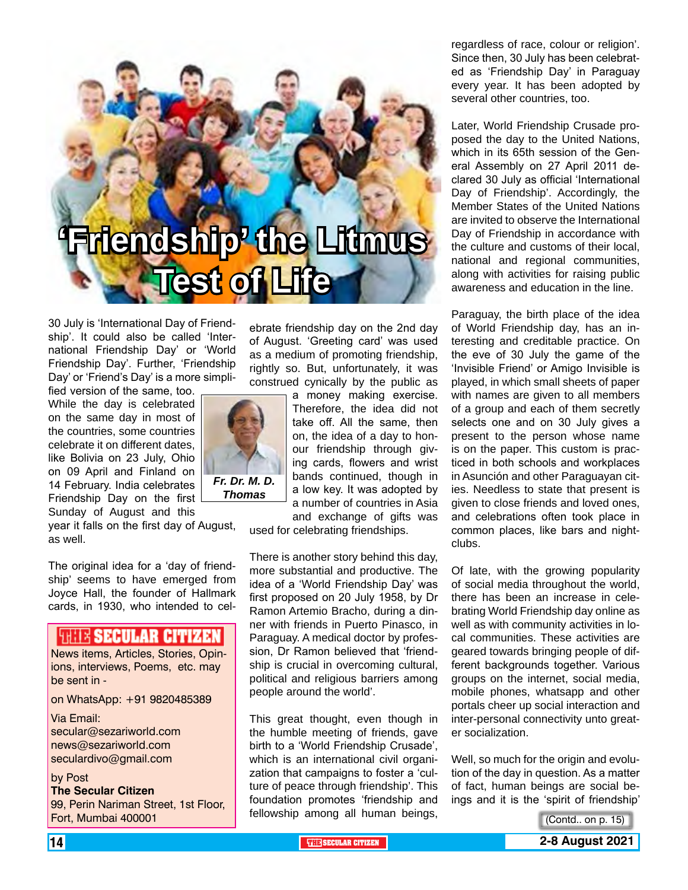# 'Friendship' the Litmus Test of Life

*Fr. Dr. M. D. Thomas*

30 July is 'International Day of Friendship'. It could also be called 'International Friendship Day' or 'World Friendship Day'. Further, 'Friendship Day' or 'Friend's Day' is a more simplified version of the same, too. While the day is celebrated on the same day in most of the countries, some countries celebrate it on different dates, like Bolivia on 23 July, Ohio on 09 April and Finland on 14 February. India celebrates Friendship Day on the first Sunday of August and this year it falls on the first day of August, as well.

The original idea for a 'day of friendship' seems to have emerged from Joyce Hall, the founder of Hallmark cards, in 1930, who intended to celebrate friendship day on the 2nd day of August. 'Greeting card' was used as a medium of promoting friendship, rightly so. But, unfortunately, it was construed cynically by the public as a money making exercise. Therefore, the idea did not take off. All the same, then on, the idea of a day to honour friendship through giving cards, flowers and wrist bands continued, though in a low key. It was adopted by a number of countries in Asia and exchange of gifts was used for celebrating friendships.

There is another story behind this day, more substantial and productive. The idea of a 'World Friendship Day' was first proposed on 20 July 1958, by Dr Ramon Artemio Bracho, during a dinner with friends in Puerto Pinasco, in Paraguay. A medical doctor by profession, Dr Ramon believed that 'friendship is crucial in overcoming cultural, political and religious barriers among people around the world'.

This great thought, even though in the humble meeting of friends, gave birth to a 'World Friendship Crusade', which is an international civil organization that campaigns to foster a 'culture of peace through friendship'. This foundation promotes 'friendship and fellowship among all human beings, regardless of race, colour or religion'. Since then, 30 July has been celebrated as 'Friendship Day' in Paraguay every year. It has been adopted by several other countries, too.

Later, World Friendship Crusade proposed the day to the United Nations, which in its 65th session of the General Assembly on 27 April 2011 declared 30 July as official 'International Day of Friendship'. Accordingly, the Member States of the United Nations are invited to observe the International Day of Friendship in accordance with the culture and customs of their local, national and regional communities, along with activities for raising public awareness and education in the line.

Paraguay, the birth place of the idea of World Friendship day, has an interesting and creditable practice. On the eve of 30 July the game of the 'Invisible Friend' or Amigo Invisible is played, in which small sheets of paper with names are given to all members of a group and each of them secretly selects one and on 30 July gives a present to the person whose name is on the paper. This custom is practiced in both schools and workplaces in Asunción and other Paraguayan cities. Needless to state that present is given to close friends and loved ones, and celebrations often took place in common places, like bars and nightclubs.

Of late, with the growing popularity of social media throughout the world, there has been an increase in celebrating World Friendship day online as well as with community activities in local communities. These activities are geared towards bringing people of different backgrounds together. Various groups on the internet, social media, mobile phones, whatsapp and other portals cheer up social interaction and inter-personal connectivity unto greater socialization.

Well, so much for the origin and evolution of the day in question. As a matter of fact, human beings are social beings and it is the 'spirit of friendship'

(Contd.. on p. 15)

---

**THE SECULAR CITIZEN**

News items, Articles, Stories, Opinions, interviews, Poems, etc. may be sent in -

on WhatsApp: +91 9820485389

Via Email:
secular@sezariworld.com
news@sezariworld.com
seculardivo@gmail.com

by Post
**The Secular Citizen**
99, Perin Nariman Street, 1st Floor,
Fort, Mumbai 400001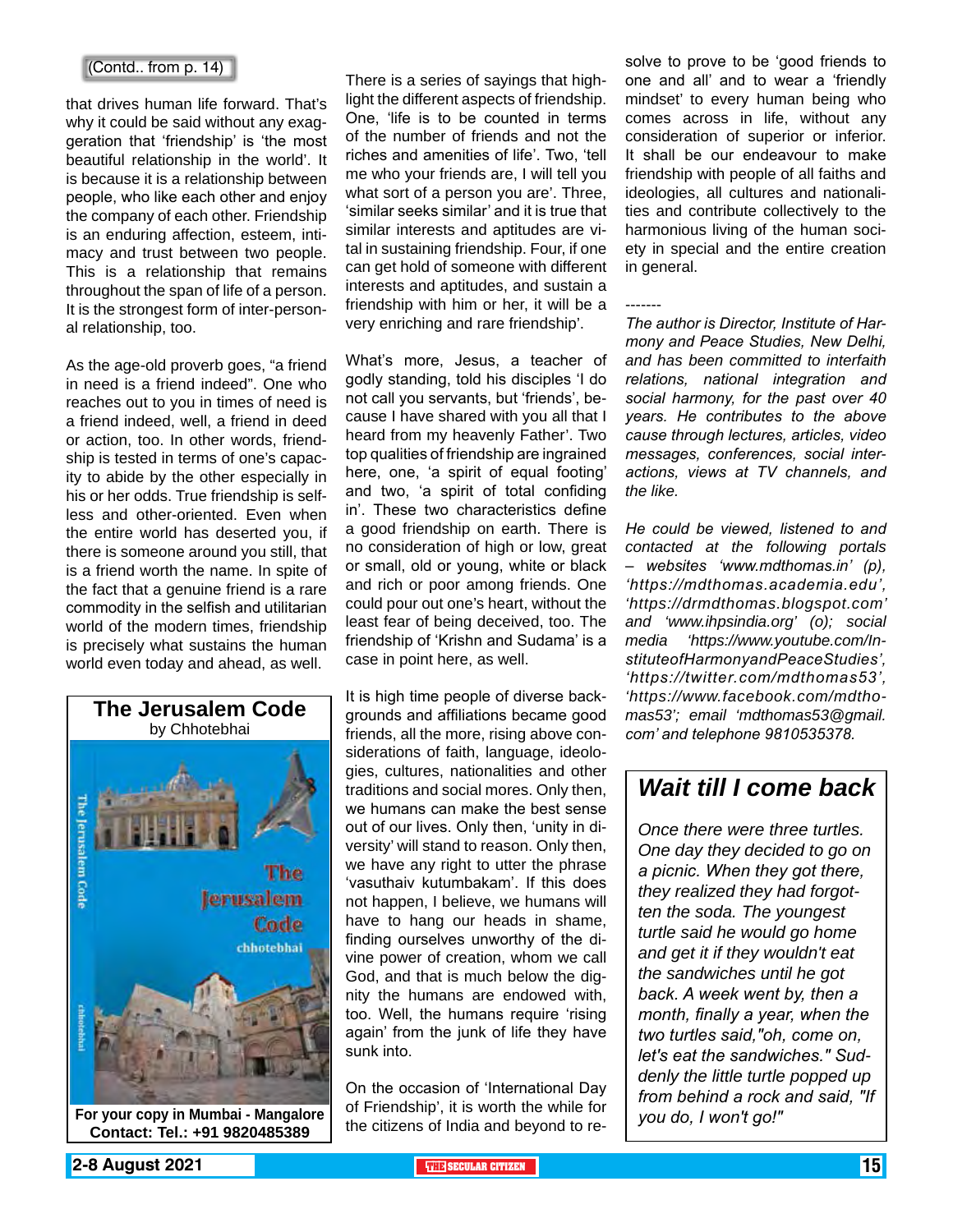(Contd.. from p. 14)

that drives human life forward. That's why it could be said without any exaggeration that 'friendship' is 'the most beautiful relationship in the world'. It is because it is a relationship between people, who like each other and enjoy the company of each other. Friendship is an enduring affection, esteem, intimacy and trust between two people. This is a relationship that remains throughout the span of life of a person. It is the strongest form of inter-personal relationship, too.

As the age-old proverb goes, "a friend in need is a friend indeed". One who reaches out to you in times of need is a friend indeed, well, a friend in deed or action, too. In other words, friendship is tested in terms of one's capacity to abide by the other especially in his or her odds. True friendship is selfless and other-oriented. Even when the entire world has deserted you, if there is someone around you still, that is a friend worth the name. In spite of the fact that a genuine friend is a rare commodity in the selfish and utilitarian world of the modern times, friendship is precisely what sustains the human world even today and ahead, as well.

There is a series of sayings that highlight the different aspects of friendship. One, 'life is to be counted in terms of the number of friends and not the riches and amenities of life'. Two, 'tell me who your friends are, I will tell you what sort of a person you are'. Three, 'similar seeks similar' and it is true that similar interests and aptitudes are vital in sustaining friendship. Four, if one can get hold of someone with different interests and aptitudes, and sustain a friendship with him or her, it will be a very enriching and rare friendship'.

What's more, Jesus, a teacher of godly standing, told his disciples 'I do not call you servants, but 'friends', because I have shared with you all that I heard from my heavenly Father'. Two top qualities of friendship are ingrained here, one, 'a spirit of equal footing' and two, 'a spirit of total confiding in'. These two characteristics define a good friendship on earth. There is no consideration of high or low, great or small, old or young, white or black and rich or poor among friends. One could pour out one's heart, without the least fear of being deceived, too. The friendship of 'Krishn and Sudama' is a case in point here, as well.

It is high time people of diverse backgrounds and affiliations became good friends, all the more, rising above considerations of faith, language, ideologies, cultures, nationalities and other traditions and social mores. Only then, we humans can make the best sense out of our lives. Only then, 'unity in diversity' will stand to reason. Only then, we have any right to utter the phrase 'vasuthaiv kutumbakam'. If this does not happen, I believe, we humans will have to hang our heads in shame, finding ourselves unworthy of the divine power of creation, whom we call God, and that is much below the dignity the humans are endowed with, too. Well, the humans require 'rising again' from the junk of life they have sunk into.

On the occasion of 'International Day of Friendship', it is worth the while for the citizens of India and beyond to resolve to prove to be 'good friends to one and all' and to wear a 'friendly mindset' to every human being who comes across in life, without any consideration of superior or inferior. It shall be our endeavour to make friendship with people of all faiths and ideologies, all cultures and nationalities and contribute collectively to the harmonious living of the human society in special and the entire creation in general.

-------

*The author is Director, Institute of Harmony and Peace Studies, New Delhi, and has been committed to interfaith relations, national integration and social harmony, for the past over 40 years. He contributes to the above cause through lectures, articles, video messages, conferences, social interactions, views at TV channels, and the like.*

*He could be viewed, listened to and contacted at the following portals – websites 'www.mdthomas.in' (p), 'https://mdthomas.academia.edu', 'https://drmdthomas.blogspot.com' and 'www.ihpsindia.org' (o); social media 'https://www.youtube.com/InstituteofHarmonyandPeaceStudies', 'https://twitter.com/mdthomas53', 'https://www.facebook.com/mdthomas53'; email 'mdthomas53@gmail.com' and telephone 9810535378.*

---

**The Jerusalem Code**
by Chhotebhai

**For your copy in Mumbai - Mangalore**
**Contact: Tel.: +91 9820485389**

---

## *Wait till I come back*

*Once there were three turtles. One day they decided to go on a picnic. When they got there, they realized they had forgotten the soda. The youngest turtle said he would go home and get it if they wouldn't eat the sandwiches until he got back. A week went by, then a month, finally a year, when the two turtles said,"oh, come on, let's eat the sandwiches." Suddenly the little turtle popped up from behind a rock and said, "If you do, I won't go!"*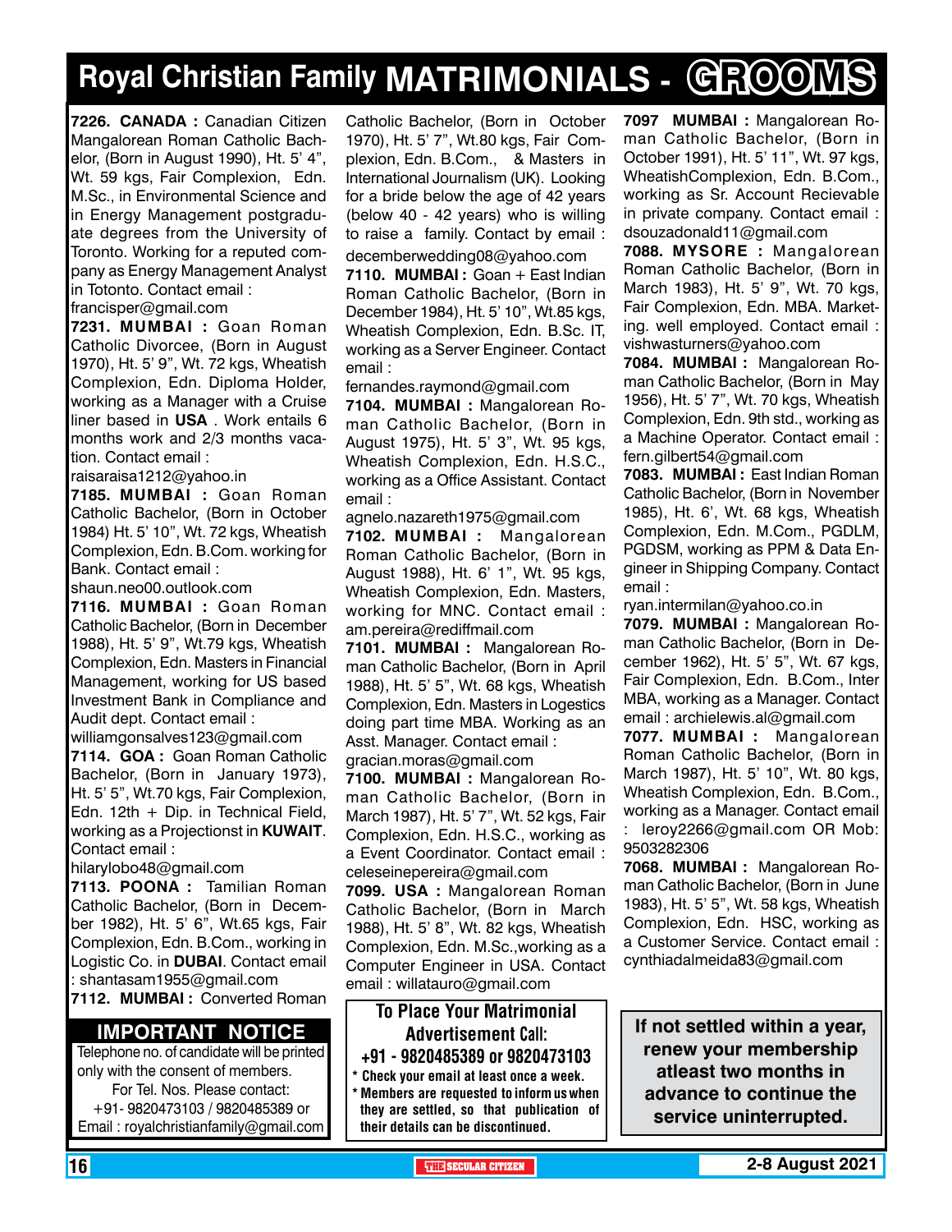# Royal Christian Family MATRIMONIALS - GROOMS

**7226. CANADA :** Canadian Citizen Mangalorean Roman Catholic Bachelor, (Born in August 1990), Ht. 5' 4", Wt. 59 kgs, Fair Complexion, Edn. M.Sc., in Environmental Science and in Energy Management postgraduate degrees from the University of Toronto. Working for a reputed company as Energy Management Analyst in Totonto. Contact email : francisper@gmail.com

**7231. MUMBAI :** Goan Roman Catholic Divorcee, (Born in August 1970), Ht. 5' 9", Wt. 72 kgs, Wheatish Complexion, Edn. Diploma Holder, working as a Manager with a Cruise liner based in **USA** . Work entails 6 months work and 2/3 months vacation. Contact email : raisaraisa1212@yahoo.in

**7185. MUMBAI :** Goan Roman Catholic Bachelor, (Born in October 1984) Ht. 5' 10", Wt. 72 kgs, Wheatish Complexion, Edn. B.Com. working for Bank. Contact email : shaun.neo00.outlook.com

**7116. MUMBAI :** Goan Roman Catholic Bachelor, (Born in December 1988), Ht. 5' 9", Wt.79 kgs, Wheatish Complexion, Edn. Masters in Financial Management, working for US based Investment Bank in Compliance and Audit dept. Contact email : williamgonsalves123@gmail.com

**7114. GOA :** Goan Roman Catholic Bachelor, (Born in January 1973), Ht. 5' 5", Wt.70 kgs, Fair Complexion, Edn. 12th + Dip. in Technical Field, working as a Projectionist in **KUWAIT**. Contact email : hilarylobo48@gmail.com

**7113. POONA :** Tamilian Roman Catholic Bachelor, (Born in December 1982), Ht. 5' 6", Wt.65 kgs, Fair Complexion, Edn. B.Com., working in Logistic Co. in **DUBAI**. Contact email : shantasam1955@gmail.com

**7112. MUMBAI :** Converted Roman Catholic Bachelor, (Born in October 1970), Ht. 5' 7", Wt.80 kgs, Fair Complexion, Edn. B.Com., & Masters in International Journalism (UK). Looking for a bride below the age of 42 years (below 40 - 42 years) who is willing to raise a family. Contact by email : decemberwedding08@yahoo.com

**7110. MUMBAI :** Goan + East Indian Roman Catholic Bachelor, (Born in December 1984), Ht. 5' 10", Wt.85 kgs, Wheatish Complexion, Edn. B.Sc. IT, working as a Server Engineer. Contact email : fernandes.raymond@gmail.com

**7104. MUMBAI :** Mangalorean Roman Catholic Bachelor, (Born in August 1975), Ht. 5' 3", Wt. 95 kgs, Wheatish Complexion, Edn. H.S.C., working as a Office Assistant. Contact email : agnelo.nazareth1975@gmail.com

**7102. MUMBAI :** Mangalorean Roman Catholic Bachelor, (Born in August 1988), Ht. 6' 1", Wt. 95 kgs, Wheatish Complexion, Edn. Masters, working for MNC. Contact email : am.pereira@rediffmail.com

**7101. MUMBAI :** Mangalorean Roman Catholic Bachelor, (Born in April 1988), Ht. 5' 5", Wt. 68 kgs, Wheatish Complexion, Edn. Masters in Logestics doing part time MBA. Working as an Asst. Manager. Contact email : gracian.moras@gmail.com

**7100. MUMBAI :** Mangalorean Roman Catholic Bachelor, (Born in March 1987), Ht. 5' 7", Wt. 52 kgs, Fair Complexion, Edn. H.S.C., working as a Event Coordinator. Contact email : celeseinepereira@gmail.com

**7099. USA :** Mangalorean Roman Catholic Bachelor, (Born in March 1988), Ht. 5' 8", Wt. 82 kgs, Wheatish Complexion, Edn. M.Sc.,working as a Computer Engineer in USA. Contact email : willatauro@gmail.com

**7097 MUMBAI :** Mangalorean Roman Catholic Bachelor, (Born in October 1991), Ht. 5' 11", Wt. 97 kgs, WheatishComplexion, Edn. B.Com., working as Sr. Account Recievable in private company. Contact email : dsouzadonald11@gmail.com

**7088. MYSORE :** Mangalorean Roman Catholic Bachelor, (Born in March 1983), Ht. 5' 9", Wt. 70 kgs, Fair Complexion, Edn. MBA. Marketing. well employed. Contact email : vishwasturners@yahoo.com

**7084. MUMBAI :** Mangalorean Roman Catholic Bachelor, (Born in May 1956), Ht. 5' 7", Wt. 70 kgs, Wheatish Complexion, Edn. 9th std., working as a Machine Operator. Contact email : fern.gilbert54@gmail.com

**7083. MUMBAI :** East Indian Roman Catholic Bachelor, (Born in November 1985), Ht. 6', Wt. 68 kgs, Wheatish Complexion, Edn. M.Com., PGDLM, PGDSM, working as PPM & Data Engineer in Shipping Company. Contact email : ryan.intermilan@yahoo.co.in

**7079. MUMBAI :** Mangalorean Roman Catholic Bachelor, (Born in December 1962), Ht. 5' 5", Wt. 67 kgs, Fair Complexion, Edn. B.Com., Inter MBA, working as a Manager. Contact email : archielewis.al@gmail.com

**7077. MUMBAI :** Mangalorean Roman Catholic Bachelor, (Born in March 1987), Ht. 5' 10", Wt. 80 kgs, Wheatish Complexion, Edn. B.Com., working as a Manager. Contact email : leroy2266@gmail.com OR Mob: 9503282306

**7068. MUMBAI :** Mangalorean Roman Catholic Bachelor, (Born in June 1983), Ht. 5' 5", Wt. 58 kgs, Wheatish Complexion, Edn. HSC, working as a Customer Service. Contact email : cynthiadalmeida83@gmail.com

## IMPORTANT NOTICE

Telephone no. of candidate will be printed only with the consent of members.
For Tel. Nos. Please contact:
+91- 9820473103 / 9820485389 or
Email : royalchristianfamily@gmail.com

**To Place Your Matrimonial Advertisement Call:**
**+91 - 9820485389 or 9820473103**

- Check your email at least once a week.
- Members are requested to inform us when they are settled, so that publication of their details can be discontinued.

**If not settled within a year, renew your membership atleast two months in advance to continue the service uninterrupted.**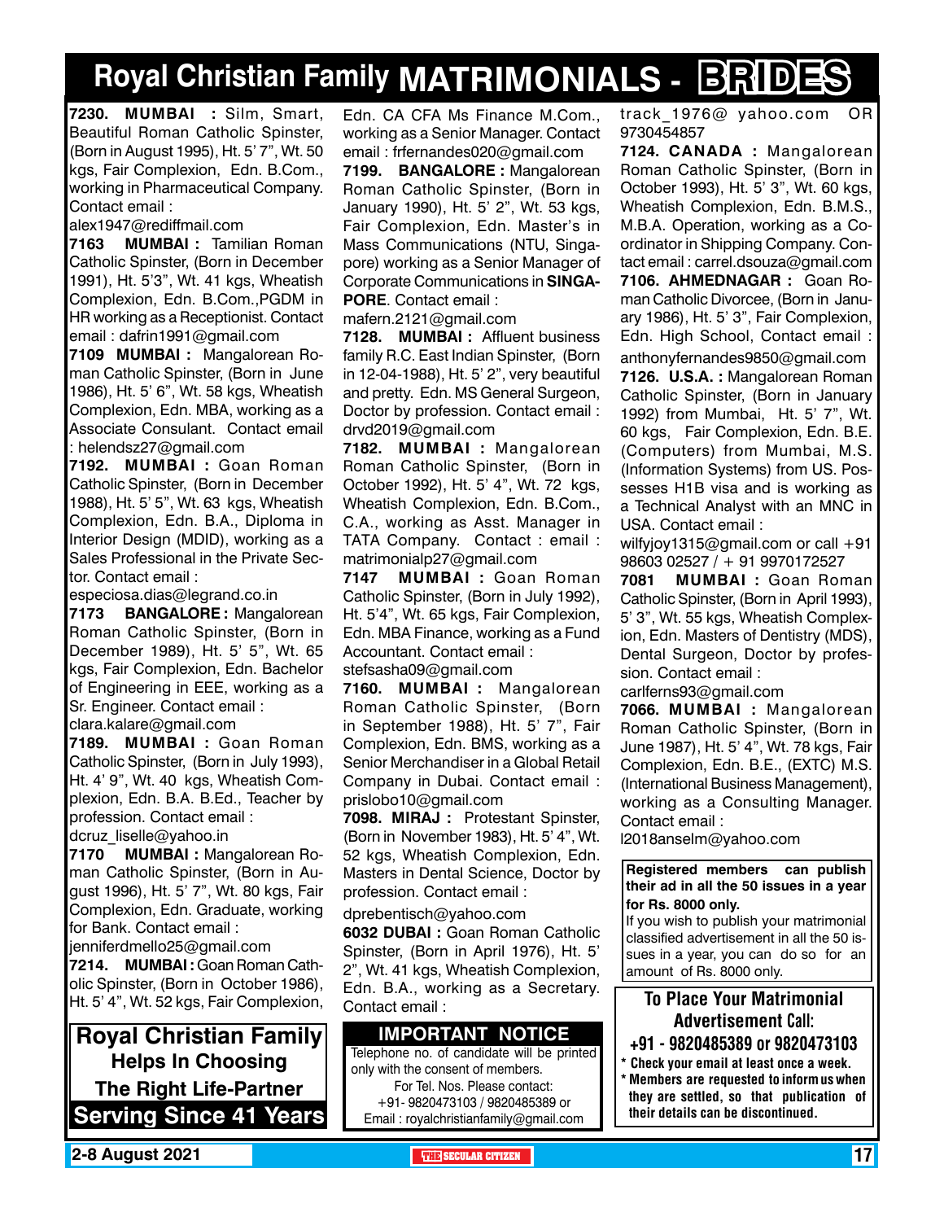# Royal Christian Family MATRIMONIALS - BRIDES

**7230. MUMBAI :** Silm, Smart, Beautiful Roman Catholic Spinster, (Born in August 1995), Ht. 5' 7", Wt. 50 kgs, Fair Complexion, Edn. B.Com., working in Pharmaceutical Company. Contact email :
alex1947@rediffmail.com

**7163 MUMBAI :** Tamilian Roman Catholic Spinster, (Born in December 1991), Ht. 5'3", Wt. 41 kgs, Wheatish Complexion, Edn. B.Com.,PGDM in HR working as a Receptionist. Contact email : dafrin1991@gmail.com

**7109 MUMBAI :** Mangalorean Roman Catholic Spinster, (Born in June 1986), Ht. 5' 6", Wt. 58 kgs, Wheatish Complexion, Edn. MBA, working as a Associate Consulant. Contact email : helendsz27@gmail.com

**7192. MUMBAI :** Goan Roman Catholic Spinster, (Born in December 1988), Ht. 5' 5", Wt. 63 kgs, Wheatish Complexion, Edn. B.A., Diploma in Interior Design (MDID), working as a Sales Professional in the Private Sector. Contact email :
especiosa.dias@legrand.co.in

**7173 BANGALORE :** Mangalorean Roman Catholic Spinster, (Born in December 1989), Ht. 5' 5", Wt. 65 kgs, Fair Complexion, Edn. Bachelor of Engineering in EEE, working as a Sr. Engineer. Contact email :
clara.kalare@gmail.com

**7189. MUMBAI :** Goan Roman Catholic Spinster, (Born in July 1993), Ht. 4' 9", Wt. 40 kgs, Wheatish Complexion, Edn. B.A. B.Ed., Teacher by profession. Contact email :
dcruz_liselle@yahoo.in

**7170 MUMBAI :** Mangalorean Roman Catholic Spinster, (Born in August 1996), Ht. 5' 7", Wt. 80 kgs, Fair Complexion, Edn. Graduate, working for Bank. Contact email :
jenniferdmello25@gmail.com

**7214. MUMBAI :** Goan Roman Catholic Spinster, (Born in October 1986), Ht. 5' 4", Wt. 52 kgs, Fair Complexion, Edn. CA CFA Ms Finance M.Com., working as a Senior Manager. Contact email : frfernandes020@gmail.com

**7199. BANGALORE :** Mangalorean Roman Catholic Spinster, (Born in January 1990), Ht. 5' 2", Wt. 53 kgs, Fair Complexion, Edn. Master's in Mass Communications (NTU, Singapore) working as a Senior Manager of Corporate Communications in **SINGAPORE**. Contact email :
mafern.2121@gmail.com

**7128. MUMBAI :** Affluent business family R.C. East Indian Spinster, (Born in 12-04-1988), Ht. 5' 2", very beautiful and pretty. Edn. MS General Surgeon, Doctor by profession. Contact email :
drvd2019@gmail.com

**7182. MUMBAI :** Mangalorean Roman Catholic Spinster, (Born in October 1992), Ht. 5' 4", Wt. 72 kgs, Wheatish Complexion, Edn. B.Com., C.A., working as Asst. Manager in TATA Company. Contact : email :
matrimonialp27@gmail.com

**7147 MUMBAI :** Goan Roman Catholic Spinster, (Born in July 1992), Ht. 5'4", Wt. 65 kgs, Fair Complexion, Edn. MBA Finance, working as a Fund Accountant. Contact email :
stefsasha09@gmail.com

**7160. MUMBAI :** Mangalorean Roman Catholic Spinster, (Born in September 1988), Ht. 5' 7", Fair Complexion, Edn. BMS, working as a Senior Merchandiser in a Global Retail Company in Dubai. Contact email :
prislobo10@gmail.com

**7098. MIRAJ :** Protestant Spinster, (Born in November 1983), Ht. 5' 4", Wt. 52 kgs, Wheatish Complexion, Edn. Masters in Dental Science, Doctor by profession. Contact email :
dprebentisch@yahoo.com

**6032 DUBAI :** Goan Roman Catholic Spinster, (Born in April 1976), Ht. 5' 2", Wt. 41 kgs, Wheatish Complexion, Edn. B.A., working as a Secretary. Contact email :
track_1976@ yahoo.com OR 9730454857

**7124. CANADA :** Mangalorean Roman Catholic Spinster, (Born in October 1993), Ht. 5' 3", Wt. 60 kgs, Wheatish Complexion, Edn. B.M.S., M.B.A. Operation, working as a Coordinator in Shipping Company. Contact email : carrel.dsouza@gmail.com

**7106. AHMEDNAGAR :** Goan Roman Catholic Divorcee, (Born in January 1986), Ht. 5' 3", Fair Complexion, Edn. High School, Contact email :
anthonyfernandes9850@gmail.com

**7126. U.S.A. :** Mangalorean Roman Catholic Spinster, (Born in January 1992) from Mumbai, Ht. 5' 7", Wt. 60 kgs, Fair Complexion, Edn. B.E. (Computers) from Mumbai, M.S. (Information Systems) from US. Possesses H1B visa and is working as a Technical Analyst with an MNC in USA. Contact email :
wilfyjoy1315@gmail.com or call +91 98603 02527 / + 91 9970172527

**7081 MUMBAI :** Goan Roman Catholic Spinster, (Born in April 1993), 5' 3", Wt. 55 kgs, Wheatish Complexion, Edn. Masters of Dentistry (MDS), Dental Surgeon, Doctor by profession. Contact email :
carlferns93@gmail.com

**7066. MUMBAI :** Mangalorean Roman Catholic Spinster, (Born in June 1987), Ht. 5' 4", Wt. 78 kgs, Fair Complexion, Edn. B.E., (EXTC) M.S. (International Business Management), working as a Consulting Manager. Contact email :
l2018anselm@yahoo.com

**Royal Christian Family**
**Helps In Choosing**
**The Right Life-Partner**
**Serving Since 41 Years**

**IMPORTANT NOTICE**

Telephone no. of candidate will be printed only with the consent of members.
For Tel. Nos. Please contact:
+91- 9820473103 / 9820485389 or
Email : royalchristianfamily@gmail.com

**Registered members can publish their ad in all the 50 issues in a year for Rs. 8000 only.**
If you wish to publish your matrimonial classified advertisement in all the 50 issues in a year, you can do so for an amount of Rs. 8000 only.

**To Place Your Matrimonial Advertisement Call:**
**+91 - 9820485389 or 9820473103**

- **Check your email at least once a week.**
- **Members are requested to inform us when they are settled, so that publication of their details can be discontinued.**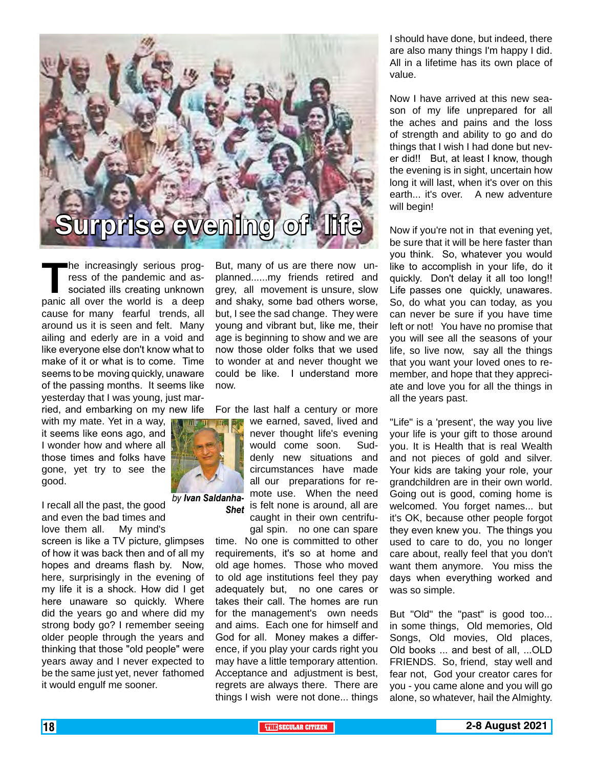# Surprise evening of life

*by Ivan Saldanha-Shet*

The increasingly serious progress of the pandemic and associated ills creating unknown panic all over the world is a deep cause for many fearful trends, all around us it is seen and felt. Many ailing and ederly are in a void and like everyone else don't know what to make of it or what is to come. Time seems to be moving quickly, unaware of the passing months. It seems like yesterday that I was young, just married, and embarking on my new life with my mate. Yet in a way, it seems like eons ago, and I wonder how and where all those times and folks have gone, yet try to see the good.

I recall all the past, the good and even the bad times and love them all. My mind's screen is like a TV picture, glimpses of how it was back then and of all my hopes and dreams flash by. Now, here, surprisingly in the evening of my life it is a shock. How did I get here unaware so quickly. Where did the years go and where did my strong body go? I remember seeing older people through the years and thinking that those "old people" were years away and I never expected to be the same just yet, never fathomed it would engulf me sooner.

But, many of us are there now unplanned......my friends retired and grey, all movement is unsure, slow and shaky, some bad others worse, but, I see the sad change. They were young and vibrant but, like me, their age is beginning to show and we are now those older folks that we used to wonder at and never thought we could be like. I understand more now.

For the last half a century or more we earned, saved, lived and never thought life's evening would come soon. Suddenly new situations and circumstances have made all our preparations for remote use. When the need is felt none is around, all are caught in their own centrifugal spin. no one can spare time. No one is committed to other requirements, it's so at home and old age homes. Those who moved to old age institutions feel they pay adequately but, no one cares or takes their call. The homes are run for the management's own needs and aims. Each one for himself and God for all. Money makes a difference, if you play your cards right you may have a little temporary attention. Acceptance and adjustment is best, regrets are always there. There are things I wish were not done... things I should have done, but indeed, there are also many things I'm happy I did. All in a lifetime has its own place of value.

Now I have arrived at this new season of my life unprepared for all the aches and pains and the loss of strength and ability to go and do things that I wish I had done but never did!! But, at least I know, though the evening is in sight, uncertain how long it will last, when it's over on this earth... it's over. A new adventure will begin!

Now if you're not in that evening yet, be sure that it will be here faster than you think. So, whatever you would like to accomplish in your life, do it quickly. Don't delay it all too long!! Life passes one quickly, unawares. So, do what you can today, as you can never be sure if you have time left or not! You have no promise that you will see all the seasons of your life, so live now, say all the things that you want your loved ones to remember, and hope that they appreciate and love you for all the things in all the years past.

"Life" is a 'present', the way you live your life is your gift to those around you. It is Health that is real Wealth and not pieces of gold and silver. Your kids are taking your role, your grandchildren are in their own world. Going out is good, coming home is welcomed. You forget names... but it's OK, because other people forgot they even knew you. The things you used to care to do, you no longer care about, really feel that you don't want them anymore. You miss the days when everything worked and was so simple.

But "Old" the "past" is good too... in some things, Old memories, Old Songs, Old movies, Old places, Old books ... and best of all, ...OLD FRIENDS. So, friend, stay well and fear not, God your creator cares for you - you came alone and you will go alone, so whatever, hail the Almighty.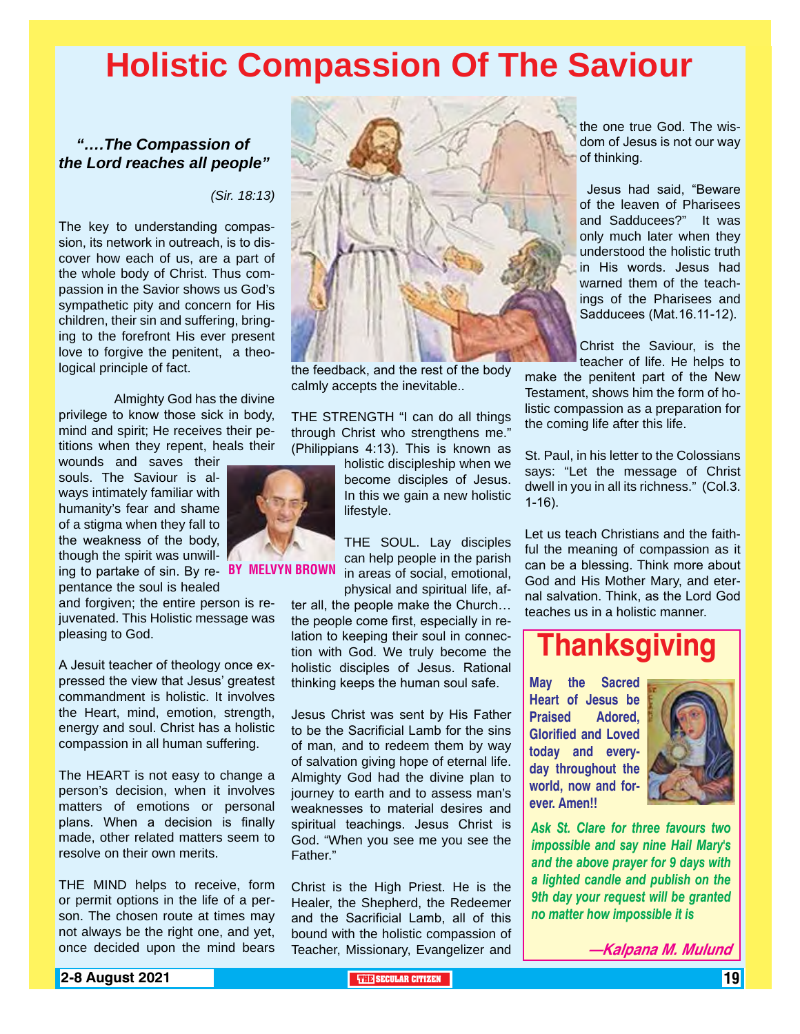# Holistic Compassion Of The Saviour

***"….The Compassion of the Lord reaches all people"***

*(Sir. 18:13)*

**BY MELVYN BROWN**

The key to understanding compassion, its network in outreach, is to discover how each of us, are a part of the whole body of Christ. Thus compassion in the Savior shows us God's sympathetic pity and concern for His children, their sin and suffering, bringing to the forefront His ever present love to forgive the penitent, a theological principle of fact.

Almighty God has the divine privilege to know those sick in body, mind and spirit; He receives their petitions when they repent, heals their wounds and saves their souls. The Saviour is always intimately familiar with humanity's fear and shame of a stigma when they fall to the weakness of the body, though the spirit was unwilling to partake of sin. By repentance the soul is healed and forgiven; the entire person is rejuvenated. This Holistic message was pleasing to God.

A Jesuit teacher of theology once expressed the view that Jesus' greatest commandment is holistic. It involves the Heart, mind, emotion, strength, energy and soul. Christ has a holistic compassion in all human suffering.

The HEART is not easy to change a person's decision, when it involves matters of emotions or personal plans. When a decision is finally made, other related matters seem to resolve on their own merits.

THE MIND helps to receive, form or permit options in the life of a person. The chosen route at times may not always be the right one, and yet, once decided upon the mind bears the feedback, and the rest of the body calmly accepts the inevitable..

THE STRENGTH "I can do all things through Christ who strengthens me." (Philippians 4:13). This is known as holistic discipleship when we become disciples of Jesus. In this we gain a new holistic lifestyle.

THE SOUL. Lay disciples can help people in the parish in areas of social, emotional, physical and spiritual life, after all, the people make the Church… the people come first, especially in relation to keeping their soul in connection with God. We truly become the holistic disciples of Jesus. Rational thinking keeps the human soul safe.

Jesus Christ was sent by His Father to be the Sacrificial Lamb for the sins of man, and to redeem them by way of salvation giving hope of eternal life. Almighty God had the divine plan to journey to earth and to assess man's weaknesses to material desires and spiritual teachings. Jesus Christ is God. "When you see me you see the Father."

Christ is the High Priest. He is the Healer, the Shepherd, the Redeemer and the Sacrificial Lamb, all of this bound with the holistic compassion of Teacher, Missionary, Evangelizer and the one true God. The wisdom of Jesus is not our way of thinking.

Jesus had said, "Beware of the leaven of Pharisees and Sadducees?" It was only much later when they understood the holistic truth in His words. Jesus had warned them of the teachings of the Pharisees and Sadducees (Mat.16.11-12).

Christ the Saviour, is the teacher of life. He helps to make the penitent part of the New Testament, shows him the form of holistic compassion as a preparation for the coming life after this life.

St. Paul, in his letter to the Colossians says: "Let the message of Christ dwell in you in all its richness." (Col.3. 1-16).

Let us teach Christians and the faithful the meaning of compassion as it can be a blessing. Think more about God and His Mother Mary, and eternal salvation. Think, as the Lord God teaches us in a holistic manner.

## Thanksgiving

**May the Sacred Heart of Jesus be Praised Adored, Glorified and Loved today and everyday throughout the world, now and forever. Amen!!**

***Ask St. Clare for three favours two impossible and say nine Hail Mary's and the above prayer for 9 days with a lighted candle and publish on the 9th day your request will be granted no matter how impossible it is***

***—Kalpana M. Mulund***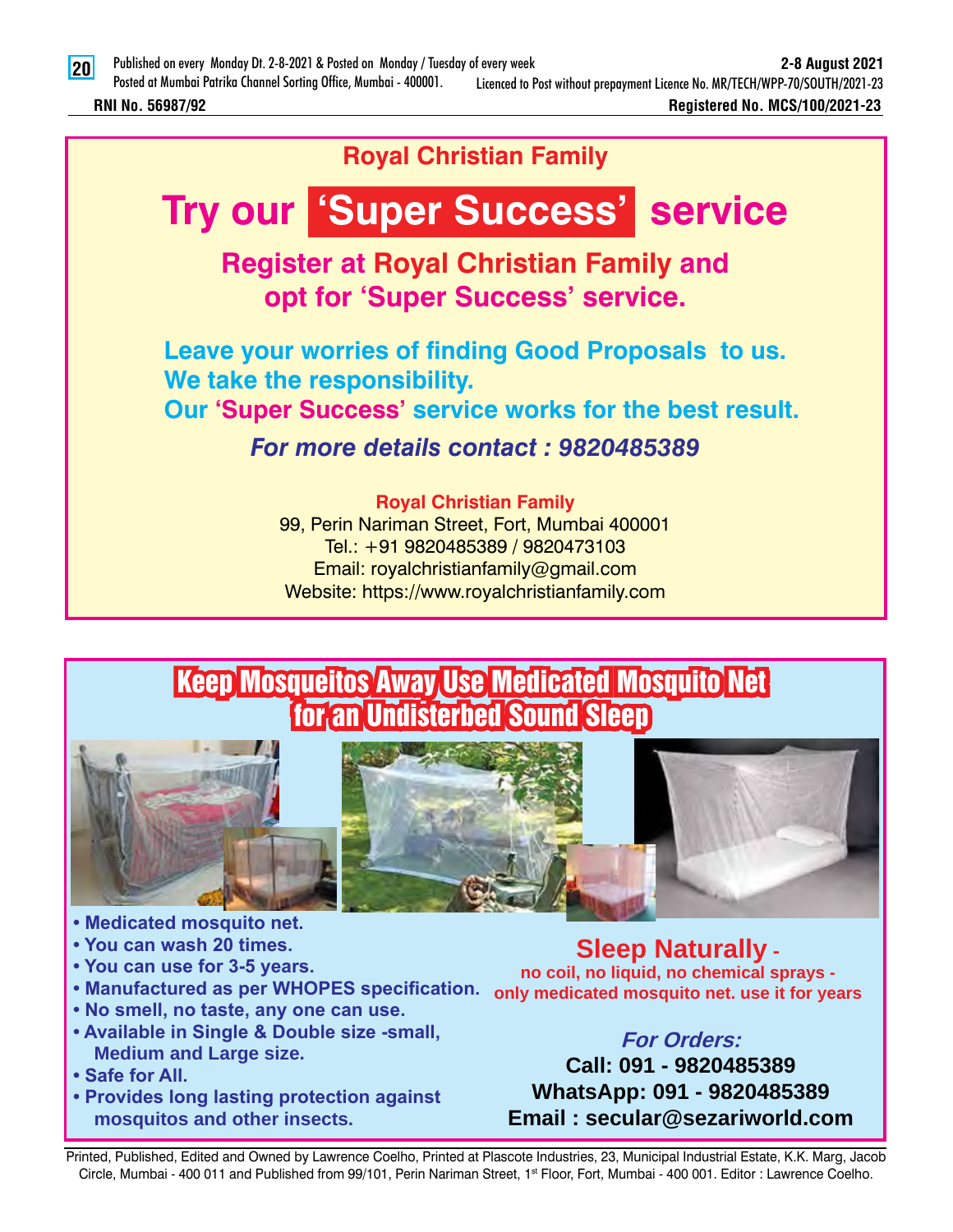## Royal Christian Family

# Try our 'Super Success' service

**Register at Royal Christian Family and opt for 'Super Success' service.**

**Leave your worries of finding Good Proposals to us.**
**We take the responsibility.**
**Our 'Super Success' service works for the best result.**

***For more details contact : 9820485389***

**Royal Christian Family**
99, Perin Nariman Street, Fort, Mumbai 400001
Tel.: +91 9820485389 / 9820473103
Email: royalchristianfamily@gmail.com
Website: https://www.royalchristianfamily.com

## Keep Mosqueitos Away Use Medicated Mosquito Net for an Undisterbed Sound Sleep

- **Medicated mosquito net.**
- **You can wash 20 times.**
- **You can use for 3-5 years.**
- **Manufactured as per WHOPES specification.**
- **No smell, no taste, any one can use.**
- **Available in Single & Double size -small, Medium and Large size.**
- **Safe for All.**
- **Provides long lasting protection against mosquitos and other insects.**

**Sleep Naturally -**
**no coil, no liquid, no chemical sprays - only medicated mosquito net. use it for years**

***For Orders:***
**Call: 091 - 9820485389**
**WhatsApp: 091 - 9820485389**
**Email : secular@sezariworld.com**

Printed, Published, Edited and Owned by Lawrence Coelho, Printed at Plascote Industries, 23, Municipal Industrial Estate, K.K. Marg, Jacob Circle, Mumbai - 400 011 and Published from 99/101, Perin Nariman Street, 1st Floor, Fort, Mumbai - 400 001. Editor : Lawrence Coelho.